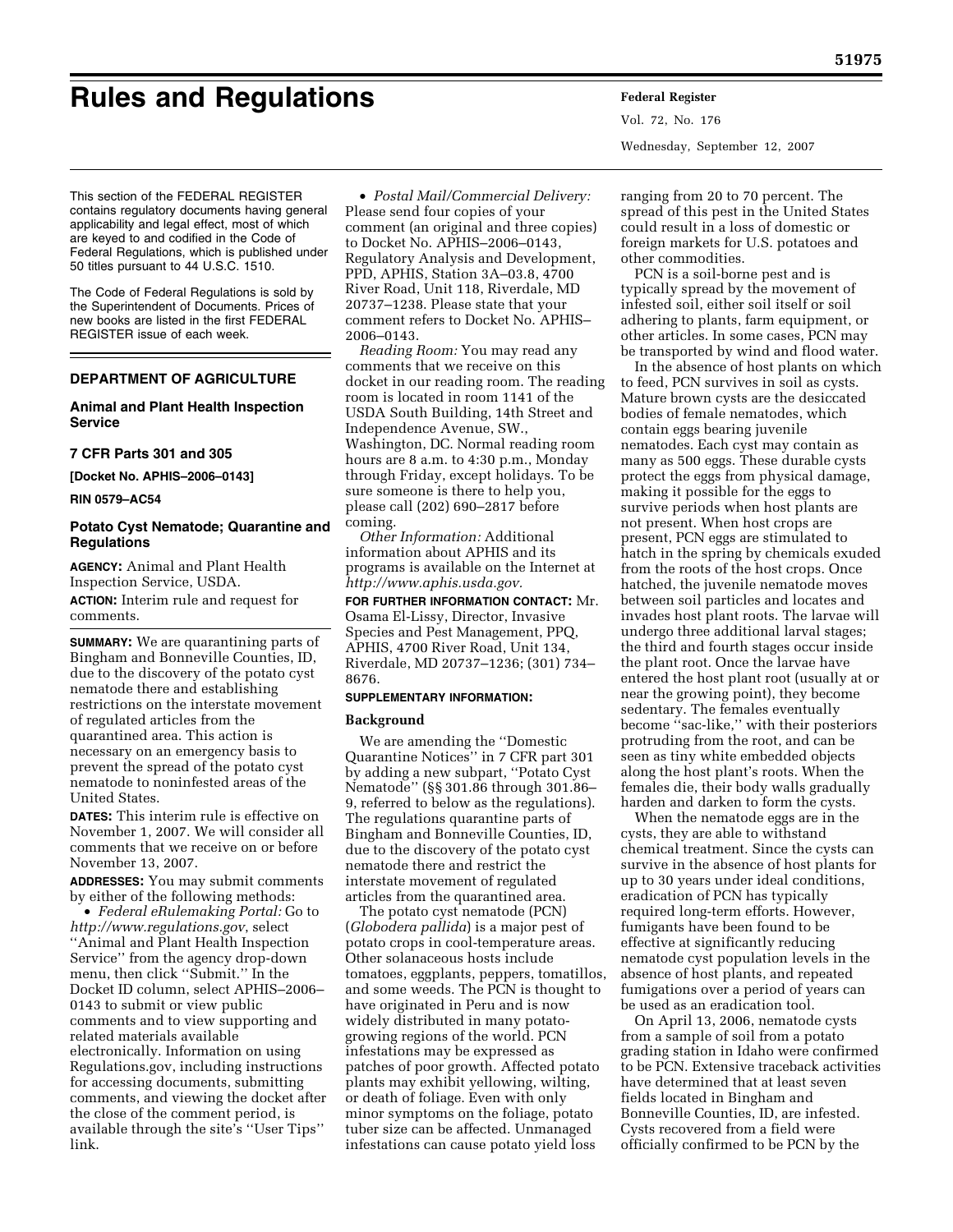# Rules and Regulations

This section of the FEDERAL REGISTER contains regulatory documents having general applicability and legal effect, most of which are keyed to and codified in the Code of Federal Regulations, which is published under 50 titles pursuant to 44 U.S.C. 1510.

The Code of Federal Regulations is sold by the Superintendent of Documents. Prices of new books are listed in the first FEDERAL REGISTER issue of each week.

## DEPARTMENT OF AGRICULTURE

### Animal and Plant Health Inspection Service

### 7 CFR Parts 301 and 305

**[Docket No. APHIS–2006–0143]**

**RIN 0579–AC54**

### Potato Cyst Nematode; Quarantine and Regulations

**AGENCY:** Animal and Plant Health Inspection Service, USDA.

**ACTION:** Interim rule and request for comments.

**SUMMARY:** We are quarantining parts of Bingham and Bonneville Counties, ID, due to the discovery of the potato cyst nematode there and establishing restrictions on the interstate movement of regulated articles from the quarantined area. This action is necessary on an emergency basis to prevent the spread of the potato cyst nematode to noninfested areas of the United States.

**DATES:** This interim rule is effective on November 1, 2007. We will consider all comments that we receive on or before November 13, 2007.

**ADDRESSES:** You may submit comments by either of the following methods:

- *Federal eRulemaking Portal:* Go to *http://www.regulations.gov*, select ''Animal and Plant Health Inspection Service'' from the agency drop-down menu, then click ''Submit.'' In the Docket ID column, select APHIS–2006–0143 to submit or view public comments and to view supporting and related materials available electronically. Information on using Regulations.gov, including instructions for accessing documents, submitting comments, and viewing the docket after the close of the comment period, is available through the site's ''User Tips'' link.
- *Postal Mail/Commercial Delivery:* Please send four copies of your comment (an original and three copies) to Docket No. APHIS–2006–0143, Regulatory Analysis and Development, PPD, APHIS, Station 3A–03.8, 4700 River Road, Unit 118, Riverdale, MD 20737–1238. Please state that your comment refers to Docket No. APHIS–2006–0143.

*Reading Room:* You may read any comments that we receive on this docket in our reading room. The reading room is located in room 1141 of the USDA South Building, 14th Street and Independence Avenue, SW., Washington, DC. Normal reading room hours are 8 a.m. to 4:30 p.m., Monday through Friday, except holidays. To be sure someone is there to help you, please call (202) 690–2817 before coming.

*Other Information:* Additional information about APHIS and its programs is available on the Internet at *http://www.aphis.usda.gov.*

**FOR FURTHER INFORMATION CONTACT:** Mr. Osama El-Lissy, Director, Invasive Species and Pest Management, PPQ, APHIS, 4700 River Road, Unit 134, Riverdale, MD 20737–1236; (301) 734–8676.

**SUPPLEMENTARY INFORMATION:**

#### Background

We are amending the ''Domestic Quarantine Notices'' in 7 CFR part 301 by adding a new subpart, ''Potato Cyst Nematode'' (§§ 301.86 through 301.86–9, referred to below as the regulations). The regulations quarantine parts of Bingham and Bonneville Counties, ID, due to the discovery of the potato cyst nematode there and restrict the interstate movement of regulated articles from the quarantined area.

The potato cyst nematode (PCN) (*Globodera pallida*) is a major pest of potato crops in cool-temperature areas. Other solanaceous hosts include tomatoes, eggplants, peppers, tomatillos, and some weeds. The PCN is thought to have originated in Peru and is now widely distributed in many potato-growing regions of the world. PCN infestations may be expressed as patches of poor growth. Affected potato plants may exhibit yellowing, wilting, or death of foliage. Even with only minor symptoms on the foliage, potato tuber size can be affected. Unmanaged infestations can cause potato yield loss ranging from 20 to 70 percent. The spread of this pest in the United States could result in a loss of domestic or foreign markets for U.S. potatoes and other commodities.

PCN is a soil-borne pest and is typically spread by the movement of infested soil, either soil itself or soil adhering to plants, farm equipment, or other articles. In some cases, PCN may be transported by wind and flood water.

In the absence of host plants on which to feed, PCN survives in soil as cysts. Mature brown cysts are the desiccated bodies of female nematodes, which contain eggs bearing juvenile nematodes. Each cyst may contain as many as 500 eggs. These durable cysts protect the eggs from physical damage, making it possible for the eggs to survive periods when host plants are not present. When host crops are present, PCN eggs are stimulated to hatch in the spring by chemicals exuded from the roots of the host crops. Once hatched, the juvenile nematode moves between soil particles and locates and invades host plant roots. The larvae will undergo three additional larval stages; the third and fourth stages occur inside the plant root. Once the larvae have entered the host plant root (usually at or near the growing point), they become sedentary. The females eventually become ''sac-like,'' with their posteriors protruding from the root, and can be seen as tiny white embedded objects along the host plant's roots. When the females die, their body walls gradually harden and darken to form the cysts.

When the nematode eggs are in the cysts, they are able to withstand chemical treatment. Since the cysts can survive in the absence of host plants for up to 30 years under ideal conditions, eradication of PCN has typically required long-term efforts. However, fumigants have been found to be effective at significantly reducing nematode cyst population levels in the absence of host plants, and repeated fumigations over a period of years can be used as an eradication tool.

On April 13, 2006, nematode cysts from a sample of soil from a potato grading station in Idaho were confirmed to be PCN. Extensive traceback activities have determined that at least seven fields located in Bingham and Bonneville Counties, ID, are infested. Cysts recovered from a field were officially confirmed to be PCN by the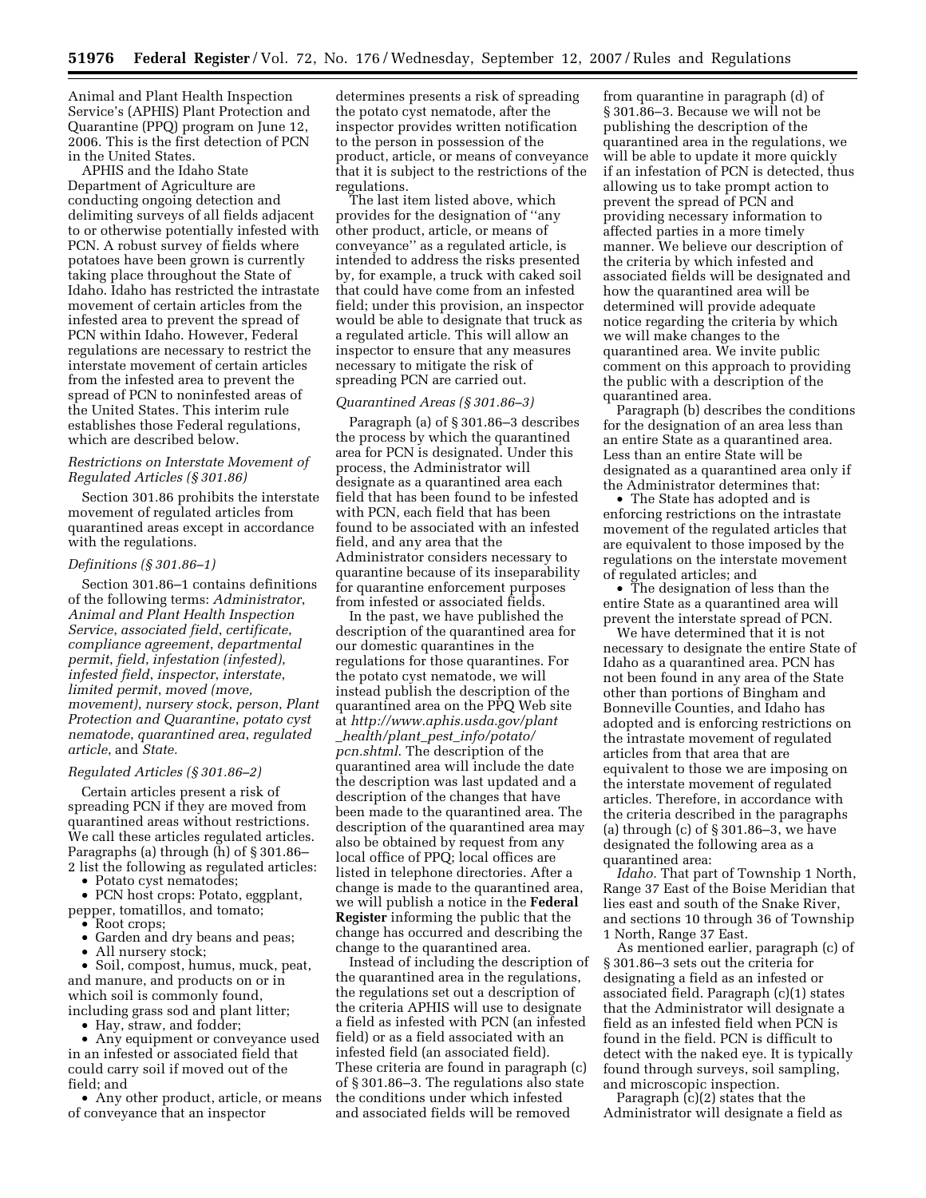Animal and Plant Health Inspection Service's (APHIS) Plant Protection and Quarantine (PPQ) program on June 12, 2006. This is the first detection of PCN in the United States.

APHIS and the Idaho State Department of Agriculture are conducting ongoing detection and delimiting surveys of all fields adjacent to or otherwise potentially infested with PCN. A robust survey of fields where potatoes have been grown is currently taking place throughout the State of Idaho. Idaho has restricted the intrastate movement of certain articles from the infested area to prevent the spread of PCN within Idaho. However, Federal regulations are necessary to restrict the interstate movement of certain articles from the infested area to prevent the spread of PCN to noninfested areas of the United States. This interim rule establishes those Federal regulations, which are described below.

*Restrictions on Interstate Movement of Regulated Articles (§ 301.86)*

Section 301.86 prohibits the interstate movement of regulated articles from quarantined areas except in accordance with the regulations.

*Definitions (§ 301.86–1)*

Section 301.86–1 contains definitions of the following terms: *Administrator*, *Animal and Plant Health Inspection Service*, *associated field*, *certificate*, *compliance agreement*, *departmental permit*, *field*, *infestation (infested)*, *infested field*, *inspector*, *interstate*, *limited permit*, *moved (move, movement)*, *nursery stock*, *person*, *Plant Protection and Quarantine*, *potato cyst nematode*, *quarantined area*, *regulated article*, and *State.*

*Regulated Articles (§ 301.86–2)*

Certain articles present a risk of spreading PCN if they are moved from quarantined areas without restrictions. We call these articles regulated articles. Paragraphs (a) through (h) of § 301.86–2 list the following as regulated articles:

- Potato cyst nematodes;
- PCN host crops: Potato, eggplant, pepper, tomatillos, and tomato;
- Root crops;
- Garden and dry beans and peas;
- All nursery stock;
- Soil, compost, humus, muck, peat, and manure, and products on or in which soil is commonly found, including grass sod and plant litter;
- Hay, straw, and fodder;
- Any equipment or conveyance used in an infested or associated field that could carry soil if moved out of the field; and
- Any other product, article, or means of conveyance that an inspector determines presents a risk of spreading the potato cyst nematode, after the inspector provides written notification to the person in possession of the product, article, or means of conveyance that it is subject to the restrictions of the regulations.

The last item listed above, which provides for the designation of "any other product, article, or means of conveyance" as a regulated article, is intended to address the risks presented by, for example, a truck with caked soil that could have come from an infested field; under this provision, an inspector would be able to designate that truck as a regulated article. This will allow an inspector to ensure that any measures necessary to mitigate the risk of spreading PCN are carried out.

*Quarantined Areas (§ 301.86–3)*

Paragraph (a) of § 301.86–3 describes the process by which the quarantined area for PCN is designated. Under this process, the Administrator will designate as a quarantined area each field that has been found to be infested with PCN, each field that has been found to be associated with an infested field, and any area that the Administrator considers necessary to quarantine because of its inseparability for quarantine enforcement purposes from infested or associated fields.

In the past, we have published the description of the quarantined area for our domestic quarantines in the regulations for those quarantines. For the potato cyst nematode, we will instead publish the description of the quarantined area on the PPQ Web site at *http://www.aphis.usda.gov/plant_health/plant_pest_info/potato/pcn.shtml*. The description of the quarantined area will include the date the description was last updated and a description of the changes that have been made to the quarantined area. The description of the quarantined area may also be obtained by request from any local office of PPQ; local offices are listed in telephone directories. After a change is made to the quarantined area, we will publish a notice in the **Federal Register** informing the public that the change has occurred and describing the change to the quarantined area.

Instead of including the description of the quarantined area in the regulations, the regulations set out a description of the criteria APHIS will use to designate a field as infested with PCN (an infested field) or as a field associated with an infested field (an associated field). These criteria are found in paragraph (c) of § 301.86–3. The regulations also state the conditions under which infested and associated fields will be removed from quarantine in paragraph (d) of § 301.86–3. Because we will not be publishing the description of the quarantined area in the regulations, we will be able to update it more quickly if an infestation of PCN is detected, thus allowing us to take prompt action to prevent the spread of PCN and providing necessary information to affected parties in a more timely manner. We believe our description of the criteria by which infested and associated fields will be designated and how the quarantined area will be determined will provide adequate notice regarding the criteria by which we will make changes to the quarantined area. We invite public comment on this approach to providing the public with a description of the quarantined area.

Paragraph (b) describes the conditions for the designation of an area less than an entire State as a quarantined area. Less than an entire State will be designated as a quarantined area only if the Administrator determines that:

- The State has adopted and is enforcing restrictions on the intrastate movement of the regulated articles that are equivalent to those imposed by the regulations on the interstate movement of regulated articles; and
- The designation of less than the entire State as a quarantined area will prevent the interstate spread of PCN.

We have determined that it is not necessary to designate the entire State of Idaho as a quarantined area. PCN has not been found in any area of the State other than portions of Bingham and Bonneville Counties, and Idaho has adopted and is enforcing restrictions on the intrastate movement of regulated articles from that area that are equivalent to those we are imposing on the interstate movement of regulated articles. Therefore, in accordance with the criteria described in the paragraphs (a) through (c) of § 301.86–3, we have designated the following area as a quarantined area:

*Idaho.* That part of Township 1 North, Range 37 East of the Boise Meridian that lies east and south of the Snake River, and sections 10 through 36 of Township 1 North, Range 37 East.

As mentioned earlier, paragraph (c) of § 301.86–3 sets out the criteria for designating a field as an infested or associated field. Paragraph (c)(1) states that the Administrator will designate a field as an infested field when PCN is found in the field. PCN is difficult to detect with the naked eye. It is typically found through surveys, soil sampling, and microscopic inspection.

Paragraph (c)(2) states that the Administrator will designate a field as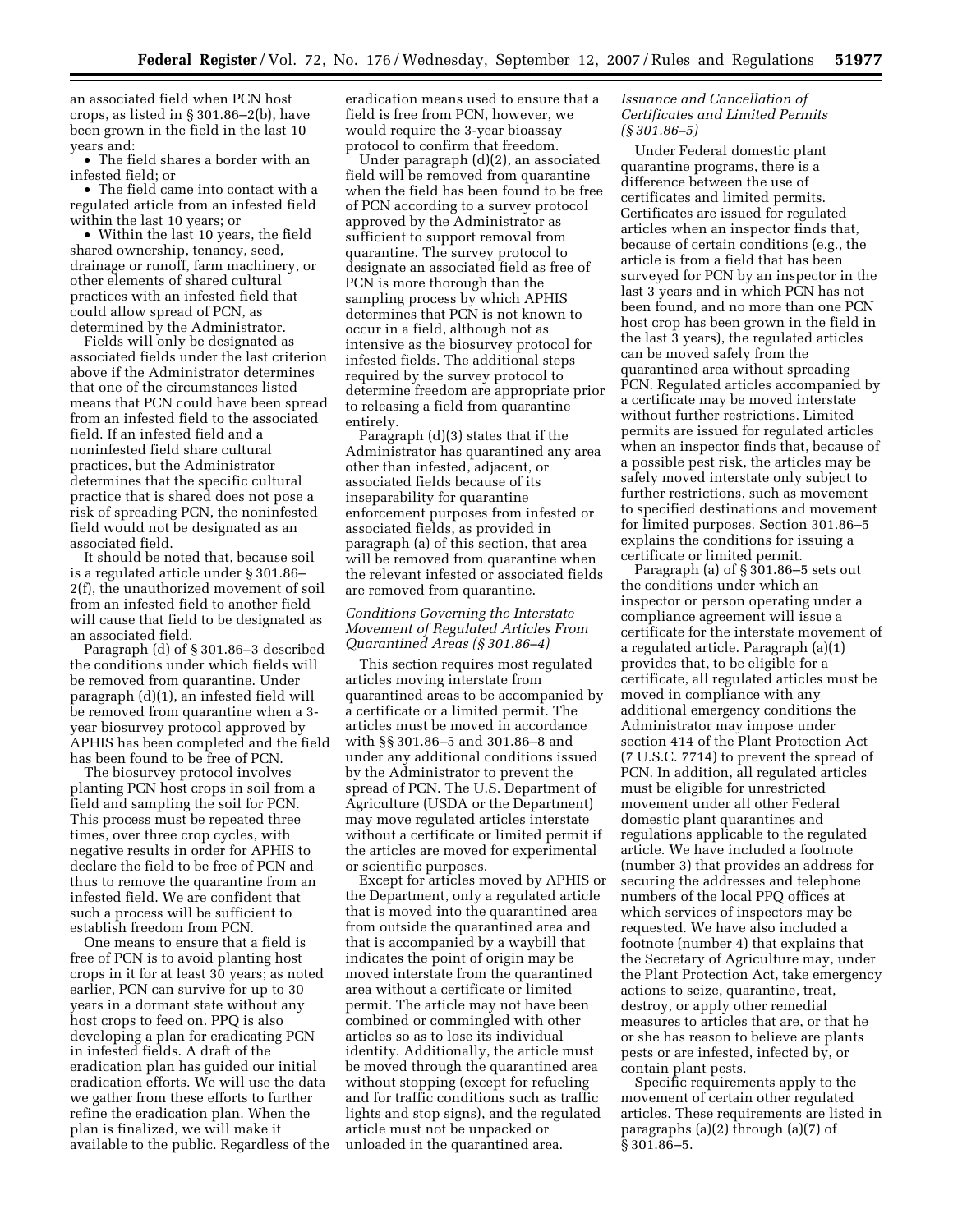an associated field when PCN host crops, as listed in § 301.86–2(b), have been grown in the field in the last 10 years and:

- The field shares a border with an infested field; or
- The field came into contact with a regulated article from an infested field within the last 10 years; or
- Within the last 10 years, the field shared ownership, tenancy, seed, drainage or runoff, farm machinery, or other elements of shared cultural practices with an infested field that could allow spread of PCN, as determined by the Administrator.

Fields will only be designated as associated fields under the last criterion above if the Administrator determines that one of the circumstances listed means that PCN could have been spread from an infested field to the associated field. If an infested field and a noninfested field share cultural practices, but the Administrator determines that the specific cultural practice that is shared does not pose a risk of spreading PCN, the noninfested field would not be designated as an associated field.

It should be noted that, because soil is a regulated article under § 301.86–2(f), the unauthorized movement of soil from an infested field to another field will cause that field to be designated as an associated field.

Paragraph (d) of § 301.86–3 described the conditions under which fields will be removed from quarantine. Under paragraph (d)(1), an infested field will be removed from quarantine when a 3-year biosurvey protocol approved by APHIS has been completed and the field has been found to be free of PCN.

The biosurvey protocol involves planting PCN host crops in soil from a field and sampling the soil for PCN. This process must be repeated three times, over three crop cycles, with negative results in order for APHIS to declare the field to be free of PCN and thus to remove the quarantine from an infested field. We are confident that such a process will be sufficient to establish freedom from PCN.

One means to ensure that a field is free of PCN is to avoid planting host crops in it for at least 30 years; as noted earlier, PCN can survive for up to 30 years in a dormant state without any host crops to feed on. PPQ is also developing a plan for eradicating PCN in infested fields. A draft of the eradication plan has guided our initial eradication efforts. We will use the data we gather from these efforts to further refine the eradication plan. When the plan is finalized, we will make it available to the public. Regardless of the eradication means used to ensure that a field is free from PCN, however, we would require the 3-year bioassay protocol to confirm that freedom.

Under paragraph (d)(2), an associated field will be removed from quarantine when the field has been found to be free of PCN according to a survey protocol approved by the Administrator as sufficient to support removal from quarantine. The survey protocol to designate an associated field as free of PCN is more thorough than the sampling process by which APHIS determines that PCN is not known to occur in a field, although not as intensive as the biosurvey protocol for infested fields. The additional steps required by the survey protocol to determine freedom are appropriate prior to releasing a field from quarantine entirely.

Paragraph (d)(3) states that if the Administrator has quarantined any area other than infested, adjacent, or associated fields because of its inseparability for quarantine enforcement purposes from infested or associated fields, as provided in paragraph (a) of this section, that area will be removed from quarantine when the relevant infested or associated fields are removed from quarantine.

### *Conditions Governing the Interstate Movement of Regulated Articles From Quarantined Areas (§ 301.86–4)*

This section requires most regulated articles moving interstate from quarantined areas to be accompanied by a certificate or a limited permit. The articles must be moved in accordance with §§ 301.86–5 and 301.86–8 and under any additional conditions issued by the Administrator to prevent the spread of PCN. The U.S. Department of Agriculture (USDA or the Department) may move regulated articles interstate without a certificate or limited permit if the articles are moved for experimental or scientific purposes.

Except for articles moved by APHIS or the Department, only a regulated article that is moved into the quarantined area from outside the quarantined area and that is accompanied by a waybill that indicates the point of origin may be moved interstate from the quarantined area without a certificate or limited permit. The article may not have been combined or commingled with other articles so as to lose its individual identity. Additionally, the article must be moved through the quarantined area without stopping (except for refueling and for traffic conditions such as traffic lights and stop signs), and the regulated article must not be unpacked or unloaded in the quarantined area.

### *Issuance and Cancellation of Certificates and Limited Permits (§ 301.86–5)*

Under Federal domestic plant quarantine programs, there is a difference between the use of certificates and limited permits. Certificates are issued for regulated articles when an inspector finds that, because of certain conditions (e.g., the article is from a field that has been surveyed for PCN by an inspector in the last 3 years and in which PCN has not been found, and no more than one PCN host crop has been grown in the field in the last 3 years), the regulated articles can be moved safely from the quarantined area without spreading PCN. Regulated articles accompanied by a certificate may be moved interstate without further restrictions. Limited permits are issued for regulated articles when an inspector finds that, because of a possible pest risk, the articles may be safely moved interstate only subject to further restrictions, such as movement to specified destinations and movement for limited purposes. Section 301.86–5 explains the conditions for issuing a certificate or limited permit.

Paragraph (a) of § 301.86–5 sets out the conditions under which an inspector or person operating under a compliance agreement will issue a certificate for the interstate movement of a regulated article. Paragraph (a)(1) provides that, to be eligible for a certificate, all regulated articles must be moved in compliance with any additional emergency conditions the Administrator may impose under section 414 of the Plant Protection Act (7 U.S.C. 7714) to prevent the spread of PCN. In addition, all regulated articles must be eligible for unrestricted movement under all other Federal domestic plant quarantines and regulations applicable to the regulated article. We have included a footnote (number 3) that provides an address for securing the addresses and telephone numbers of the local PPQ offices at which services of inspectors may be requested. We have also included a footnote (number 4) that explains that the Secretary of Agriculture may, under the Plant Protection Act, take emergency actions to seize, quarantine, treat, destroy, or apply other remedial measures to articles that are, or that he or she has reason to believe are plants pests or are infested, infected by, or contain plant pests.

Specific requirements apply to the movement of certain other regulated articles. These requirements are listed in paragraphs (a)(2) through (a)(7) of § 301.86–5.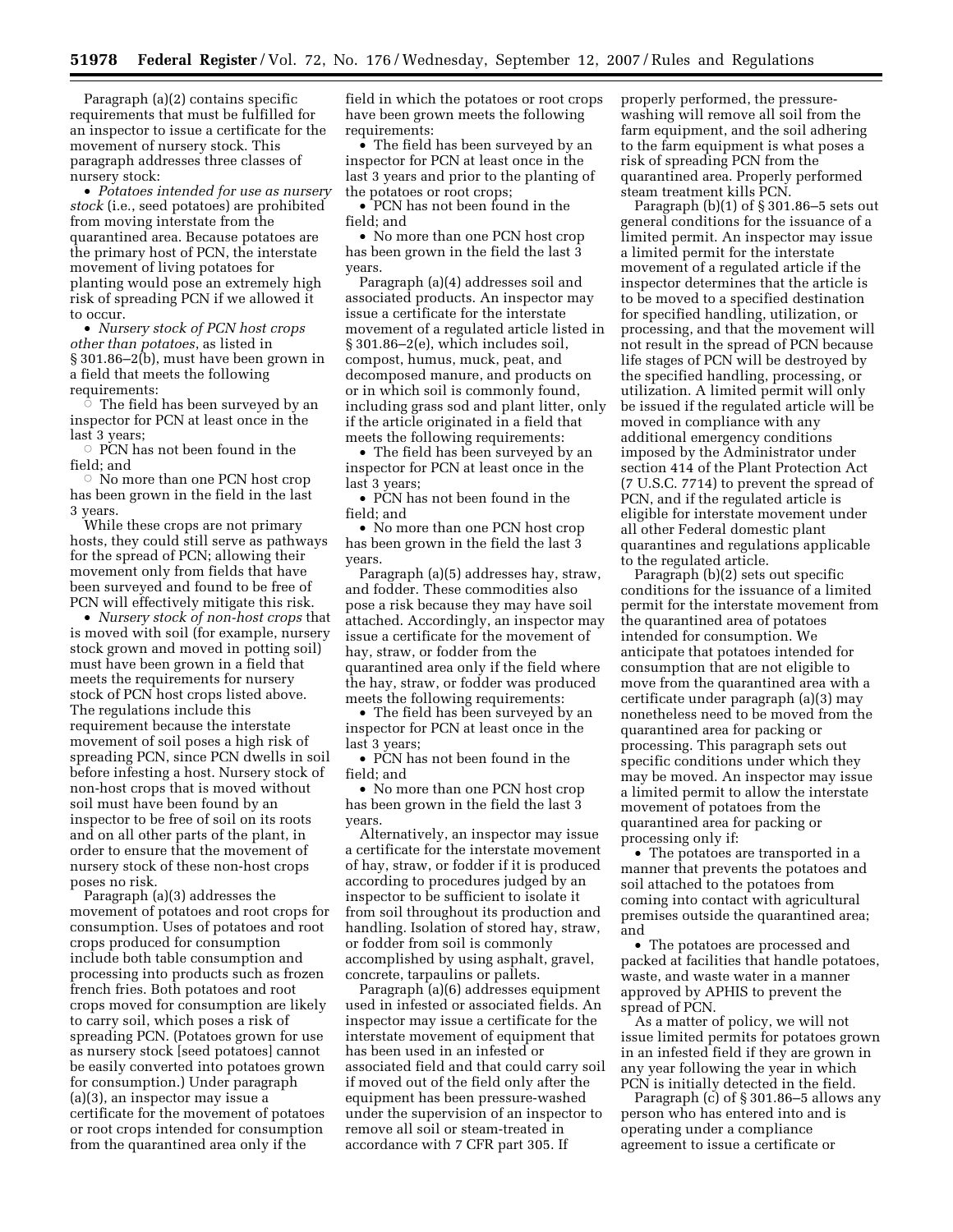Paragraph (a)(2) contains specific requirements that must be fulfilled for an inspector to issue a certificate for the movement of nursery stock. This paragraph addresses three classes of nursery stock:

- *Potatoes intended for use as nursery stock* (i.e., seed potatoes) are prohibited from moving interstate from the quarantined area. Because potatoes are the primary host of PCN, the interstate movement of living potatoes for planting would pose an extremely high risk of spreading PCN if we allowed it to occur.
- *Nursery stock of PCN host crops other than potatoes*, as listed in § 301.86–2(b), must have been grown in a field that meets the following requirements:
  - The field has been surveyed by an inspector for PCN at least once in the last 3 years;
  - PCN has not been found in the field; and
  - No more than one PCN host crop has been grown in the field in the last 3 years.

While these crops are not primary hosts, they could still serve as pathways for the spread of PCN; allowing their movement only from fields that have been surveyed and found to be free of PCN will effectively mitigate this risk.

- *Nursery stock of non-host crops* that is moved with soil (for example, nursery stock grown and moved in potting soil) must have been grown in a field that meets the requirements for nursery stock of PCN host crops listed above. The regulations include this requirement because the interstate movement of soil poses a high risk of spreading PCN, since PCN dwells in soil before infesting a host. Nursery stock of non-host crops that is moved without soil must have been found by an inspector to be free of soil on its roots and on all other parts of the plant, in order to ensure that the movement of nursery stock of these non-host crops poses no risk.

Paragraph (a)(3) addresses the movement of potatoes and root crops for consumption. Uses of potatoes and root crops produced for consumption include both table consumption and processing into products such as frozen french fries. Both potatoes and root crops moved for consumption are likely to carry soil, which poses a risk of spreading PCN. (Potatoes grown for use as nursery stock [seed potatoes] cannot be easily converted into potatoes grown for consumption.) Under paragraph (a)(3), an inspector may issue a certificate for the movement of potatoes or root crops intended for consumption from the quarantined area only if the field in which the potatoes or root crops have been grown meets the following requirements:

- The field has been surveyed by an inspector for PCN at least once in the last 3 years and prior to the planting of the potatoes or root crops;
- PCN has not been found in the field; and
- No more than one PCN host crop has been grown in the field the last 3 years.

Paragraph (a)(4) addresses soil and associated products. An inspector may issue a certificate for the interstate movement of a regulated article listed in § 301.86–2(e), which includes soil, compost, humus, muck, peat, and decomposed manure, and products on or in which soil is commonly found, including grass sod and plant litter, only if the article originated in a field that meets the following requirements:

- The field has been surveyed by an inspector for PCN at least once in the last 3 years;
- PCN has not been found in the field; and
- No more than one PCN host crop has been grown in the field the last 3 years.

Paragraph (a)(5) addresses hay, straw, and fodder. These commodities also pose a risk because they may have soil attached. Accordingly, an inspector may issue a certificate for the movement of hay, straw, or fodder from the quarantined area only if the field where the hay, straw, or fodder was produced meets the following requirements:

- The field has been surveyed by an inspector for PCN at least once in the last 3 years;
- PCN has not been found in the field; and
- No more than one PCN host crop has been grown in the field the last 3 years.

Alternatively, an inspector may issue a certificate for the interstate movement of hay, straw, or fodder if it is produced according to procedures judged by an inspector to be sufficient to isolate it from soil throughout its production and handling. Isolation of stored hay, straw, or fodder from soil is commonly accomplished by using asphalt, gravel, concrete, tarpaulins or pallets.

Paragraph (a)(6) addresses equipment used in infested or associated fields. An inspector may issue a certificate for the interstate movement of equipment that has been used in an infested or associated field and that could carry soil if moved out of the field only after the equipment has been pressure-washed under the supervision of an inspector to remove all soil or steam-treated in accordance with 7 CFR part 305. If properly performed, the pressure-washing will remove all soil from the farm equipment, and the soil adhering to the farm equipment is what poses a risk of spreading PCN from the quarantined area. Properly performed steam treatment kills PCN.

Paragraph (b)(1) of § 301.86–5 sets out general conditions for the issuance of a limited permit. An inspector may issue a limited permit for the interstate movement of a regulated article if the inspector determines that the article is to be moved to a specified destination for specified handling, utilization, or processing, and that the movement will not result in the spread of PCN because life stages of PCN will be destroyed by the specified handling, processing, or utilization. A limited permit will only be issued if the regulated article will be moved in compliance with any additional emergency conditions imposed by the Administrator under section 414 of the Plant Protection Act (7 U.S.C. 7714) to prevent the spread of PCN, and if the regulated article is eligible for interstate movement under all other Federal domestic plant quarantines and regulations applicable to the regulated article.

Paragraph (b)(2) sets out specific conditions for the issuance of a limited permit for the interstate movement from the quarantined area of potatoes intended for consumption. We anticipate that potatoes intended for consumption that are not eligible to move from the quarantined area with a certificate under paragraph (a)(3) may nonetheless need to be moved from the quarantined area for packing or processing. This paragraph sets out specific conditions under which they may be moved. An inspector may issue a limited permit to allow the interstate movement of potatoes from the quarantined area for packing or processing only if:

- The potatoes are transported in a manner that prevents the potatoes and soil attached to the potatoes from coming into contact with agricultural premises outside the quarantined area; and
- The potatoes are processed and packed at facilities that handle potatoes, waste, and waste water in a manner approved by APHIS to prevent the spread of PCN.

As a matter of policy, we will not issue limited permits for potatoes grown in an infested field if they are grown in any year following the year in which PCN is initially detected in the field.

Paragraph (c) of § 301.86–5 allows any person who has entered into and is operating under a compliance agreement to issue a certificate or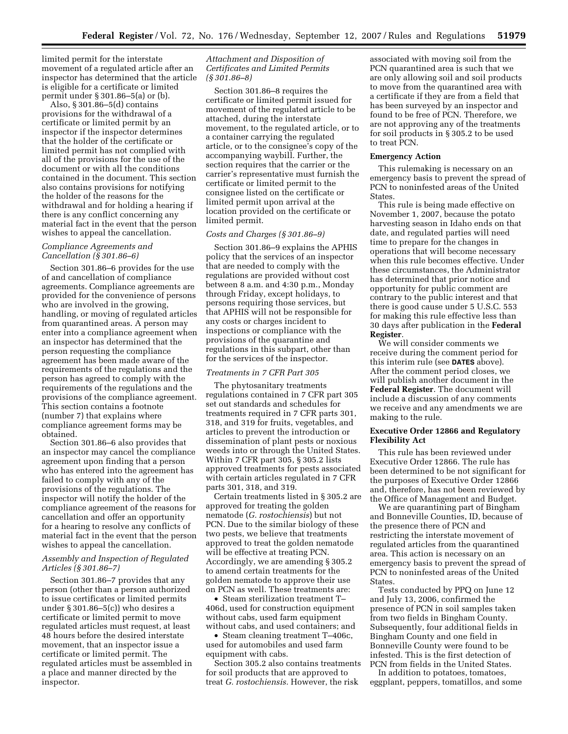limited permit for the interstate movement of a regulated article after an inspector has determined that the article is eligible for a certificate or limited permit under § 301.86–5(a) or (b).

Also, § 301.86–5(d) contains provisions for the withdrawal of a certificate or limited permit by an inspector if the inspector determines that the holder of the certificate or limited permit has not complied with all of the provisions for the use of the document or with all the conditions contained in the document. This section also contains provisions for notifying the holder of the reasons for the withdrawal and for holding a hearing if there is any conflict concerning any material fact in the event that the person wishes to appeal the cancellation.

*Compliance Agreements and Cancellation (§ 301.86–6)*

Section 301.86–6 provides for the use of and cancellation of compliance agreements. Compliance agreements are provided for the convenience of persons who are involved in the growing, handling, or moving of regulated articles from quarantined areas. A person may enter into a compliance agreement when an inspector has determined that the person requesting the compliance agreement has been made aware of the requirements of the regulations and the person has agreed to comply with the requirements of the regulations and the provisions of the compliance agreement. This section contains a footnote (number 7) that explains where compliance agreement forms may be obtained.

Section 301.86–6 also provides that an inspector may cancel the compliance agreement upon finding that a person who has entered into the agreement has failed to comply with any of the provisions of the regulations. The inspector will notify the holder of the compliance agreement of the reasons for cancellation and offer an opportunity for a hearing to resolve any conflicts of material fact in the event that the person wishes to appeal the cancellation.

*Assembly and Inspection of Regulated Articles (§ 301.86–7)*

Section 301.86–7 provides that any person (other than a person authorized to issue certificates or limited permits under § 301.86–5(c)) who desires a certificate or limited permit to move regulated articles must request, at least 48 hours before the desired interstate movement, that an inspector issue a certificate or limited permit. The regulated articles must be assembled in a place and manner directed by the inspector.

*Attachment and Disposition of Certificates and Limited Permits (§ 301.86–8)*

Section 301.86–8 requires the certificate or limited permit issued for movement of the regulated article to be attached, during the interstate movement, to the regulated article, or to a container carrying the regulated article, or to the consignee's copy of the accompanying waybill. Further, the section requires that the carrier or the carrier's representative must furnish the certificate or limited permit to the consignee listed on the certificate or limited permit upon arrival at the location provided on the certificate or limited permit.

*Costs and Charges (§ 301.86–9)*

Section 301.86–9 explains the APHIS policy that the services of an inspector that are needed to comply with the regulations are provided without cost between 8 a.m. and 4:30 p.m., Monday through Friday, except holidays, to persons requiring those services, but that APHIS will not be responsible for any costs or charges incident to inspections or compliance with the provisions of the quarantine and regulations in this subpart, other than for the services of the inspector.

*Treatments in 7 CFR Part 305*

The phytosanitary treatments regulations contained in 7 CFR part 305 set out standards and schedules for treatments required in 7 CFR parts 301, 318, and 319 for fruits, vegetables, and articles to prevent the introduction or dissemination of plant pests or noxious weeds into or through the United States. Within 7 CFR part 305, § 305.2 lists approved treatments for pests associated with certain articles regulated in 7 CFR parts 301, 318, and 319.

Certain treatments listed in § 305.2 are approved for treating the golden nematode (*G. rostochiensis*) but not PCN. Due to the similar biology of these two pests, we believe that treatments approved to treat the golden nematode will be effective at treating PCN. Accordingly, we are amending § 305.2 to amend certain treatments for the golden nematode to approve their use on PCN as well. These treatments are:

- Steam sterilization treatment T–406d, used for construction equipment without cabs, used farm equipment without cabs, and used containers; and
- Steam cleaning treatment T–406c, used for automobiles and used farm equipment with cabs.

Section 305.2 also contains treatments for soil products that are approved to treat *G. rostochiensis.* However, the risk associated with moving soil from the PCN quarantined area is such that we are only allowing soil and soil products to move from the quarantined area with a certificate if they are from a field that has been surveyed by an inspector and found to be free of PCN. Therefore, we are not approving any of the treatments for soil products in § 305.2 to be used to treat PCN.

**Emergency Action**

This rulemaking is necessary on an emergency basis to prevent the spread of PCN to noninfested areas of the United States.

This rule is being made effective on November 1, 2007, because the potato harvesting season in Idaho ends on that date, and regulated parties will need time to prepare for the changes in operations that will become necessary when this rule becomes effective. Under these circumstances, the Administrator has determined that prior notice and opportunity for public comment are contrary to the public interest and that there is good cause under 5 U.S.C. 553 for making this rule effective less than 30 days after publication in the **Federal Register**.

We will consider comments we receive during the comment period for this interim rule (see **DATES** above). After the comment period closes, we will publish another document in the **Federal Register**. The document will include a discussion of any comments we receive and any amendments we are making to the rule.

**Executive Order 12866 and Regulatory Flexibility Act**

This rule has been reviewed under Executive Order 12866. The rule has been determined to be not significant for the purposes of Executive Order 12866 and, therefore, has not been reviewed by the Office of Management and Budget.

We are quarantining part of Bingham and Bonneville Counties, ID, because of the presence there of PCN and restricting the interstate movement of regulated articles from the quarantined area. This action is necessary on an emergency basis to prevent the spread of PCN to noninfested areas of the United States.

Tests conducted by PPQ on June 12 and July 13, 2006, confirmed the presence of PCN in soil samples taken from two fields in Bingham County. Subsequently, four additional fields in Bingham County and one field in Bonneville County were found to be infested. This is the first detection of PCN from fields in the United States.

In addition to potatoes, tomatoes, eggplant, peppers, tomatillos, and some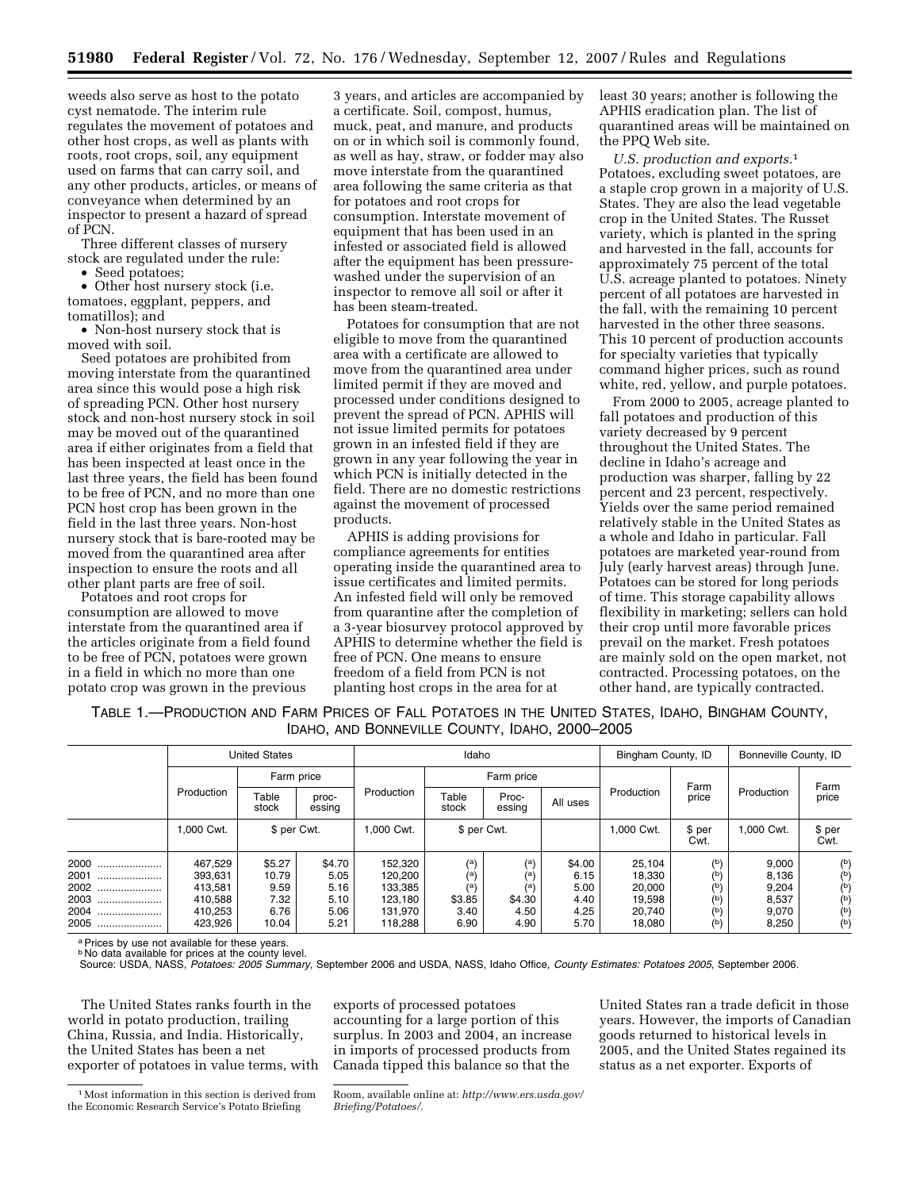weeds also serve as host to the potato cyst nematode. The interim rule regulates the movement of potatoes and other host crops, as well as plants with roots, root crops, soil, any equipment used on farms that can carry soil, and any other products, articles, or means of conveyance when determined by an inspector to present a hazard of spread of PCN.

Three different classes of nursery stock are regulated under the rule:

- Seed potatoes;
- Other host nursery stock (i.e. tomatoes, eggplant, peppers, and tomatillos); and
- Non-host nursery stock that is moved with soil.

Seed potatoes are prohibited from moving interstate from the quarantined area since this would pose a high risk of spreading PCN. Other host nursery stock and non-host nursery stock in soil may be moved out of the quarantined area if either originates from a field that has been inspected at least once in the last three years, the field has been found to be free of PCN, and no more than one PCN host crop has been grown in the field in the last three years. Non-host nursery stock that is bare-rooted may be moved from the quarantined area after inspection to ensure the roots and all other plant parts are free of soil.

Potatoes and root crops for consumption are allowed to move interstate from the quarantined area if the articles originate from a field found to be free of PCN, potatoes were grown in a field in which no more than one potato crop was grown in the previous 3 years, and articles are accompanied by a certificate. Soil, compost, humus, muck, peat, and manure, and products on or in which soil is commonly found, as well as hay, straw, or fodder may also move interstate from the quarantined area following the same criteria as that for potatoes and root crops for consumption. Interstate movement of equipment that has been used in an infested or associated field is allowed after the equipment has been pressure-washed under the supervision of an inspector to remove all soil or after it has been steam-treated.

Potatoes for consumption that are not eligible to move from the quarantined area with a certificate are allowed to move from the quarantined area under limited permit if they are moved and processed under conditions designed to prevent the spread of PCN. APHIS will not issue limited permits for potatoes grown in an infested field if they are grown in any year following the year in which PCN is initially detected in the field. There are no domestic restrictions against the movement of processed products.

APHIS is adding provisions for compliance agreements for entities operating inside the quarantined area to issue certificates and limited permits. An infested field will only be removed from quarantine after the completion of a 3-year biosurvey protocol approved by APHIS to determine whether the field is free of PCN. One means to ensure freedom of a field from PCN is not planting host crops in the area for at least 30 years; another is following the APHIS eradication plan. The list of quarantined areas will be maintained on the PPQ Web site.

*U.S. production and exports.*[1] Potatoes, excluding sweet potatoes, are a staple crop grown in a majority of U.S. States. They are also the lead vegetable crop in the United States. The Russet variety, which is planted in the spring and harvested in the fall, accounts for approximately 75 percent of the total U.S. acreage planted to potatoes. Ninety percent of all potatoes are harvested in the fall, with the remaining 10 percent harvested in the other three seasons. This 10 percent of production accounts for specialty varieties that typically command higher prices, such as round white, red, yellow, and purple potatoes.

From 2000 to 2005, acreage planted to fall potatoes and production of this variety decreased by 9 percent throughout the United States. The decline in Idaho's acreage and production was sharper, falling by 22 percent and 23 percent, respectively. Yields over the same period remained relatively stable in the United States as a whole and Idaho in particular. Fall potatoes are marketed year-round from July (early harvest areas) through June. Potatoes can be stored for long periods of time. This storage capability allows flexibility in marketing; sellers can hold their crop until more favorable prices prevail on the market. Fresh potatoes are mainly sold on the open market, not contracted. Processing potatoes, on the other hand, are typically contracted.

TABLE 1.—PRODUCTION AND FARM PRICES OF FALL POTATOES IN THE UNITED STATES, IDAHO, BINGHAM COUNTY, IDAHO, AND BONNEVILLE COUNTY, IDAHO, 2000–2005

| | United States | | | Idaho | | | | Bingham County, ID | | Bonneville County, ID | |
|---|---|---|---|---|---|---|---|---|---|---|---|
| | Production | Farm price | | Production | Farm price | | | Production | Farm price | Production | Farm price |
| | | Table stock | proc-essing | | Table stock | Proc-essing | All uses | | | | |
| | 1,000 Cwt. | $ per Cwt. | | 1,000 Cwt. | $ per Cwt. | | | 1,000 Cwt. | $ per Cwt. | 1,000 Cwt. | $ per Cwt. |
| 2000 | 467,529 | $5.27 | $4.70 | 152,320 | (a) | (a) | $4.00 | 25,104 | (b) | 9,000 | (b) |
| 2001 | 393,631 | 10.79 | 5.05 | 120,200 | (a) | (a) | 6.15 | 18,330 | (b) | 8,136 | (b) |
| 2002 | 413,581 | 9.59 | 5.16 | 133,385 | (a) | (a) | 5.00 | 20,000 | (b) | 9,204 | (b) |
| 2003 | 410,588 | 7.32 | 5.10 | 123,180 | $3.85 | $4.30 | 4.40 | 19,598 | (b) | 8,537 | (b) |
| 2004 | 410,253 | 6.76 | 5.06 | 131,970 | 3.40 | 4.50 | 4.25 | 20,740 | (b) | 9,070 | (b) |
| 2005 | 423,926 | 10.04 | 5.21 | 118,288 | 6.90 | 4.90 | 5.70 | 18,080 | (b) | 8,250 | (b) |

[a] Prices by use not available for these years.
[b] No data available for prices at the county level.
Source: USDA, NASS, *Potatoes: 2005 Summary*, September 2006 and USDA, NASS, Idaho Office, *County Estimates: Potatoes 2005*, September 2006.

The United States ranks fourth in the world in potato production, trailing China, Russia, and India. Historically, the United States has been a net exporter of potatoes in value terms, with exports of processed potatoes accounting for a large portion of this surplus. In 2003 and 2004, an increase in imports of processed products from Canada tipped this balance so that the United States ran a trade deficit in those years. However, the imports of Canadian goods returned to historical levels in 2005, and the United States regained its status as a net exporter. Exports of

[1] Most information in this section is derived from the Economic Research Service's Potato Briefing Room, available online at: *http://www.ers.usda.gov/Briefing/Potatoes/.*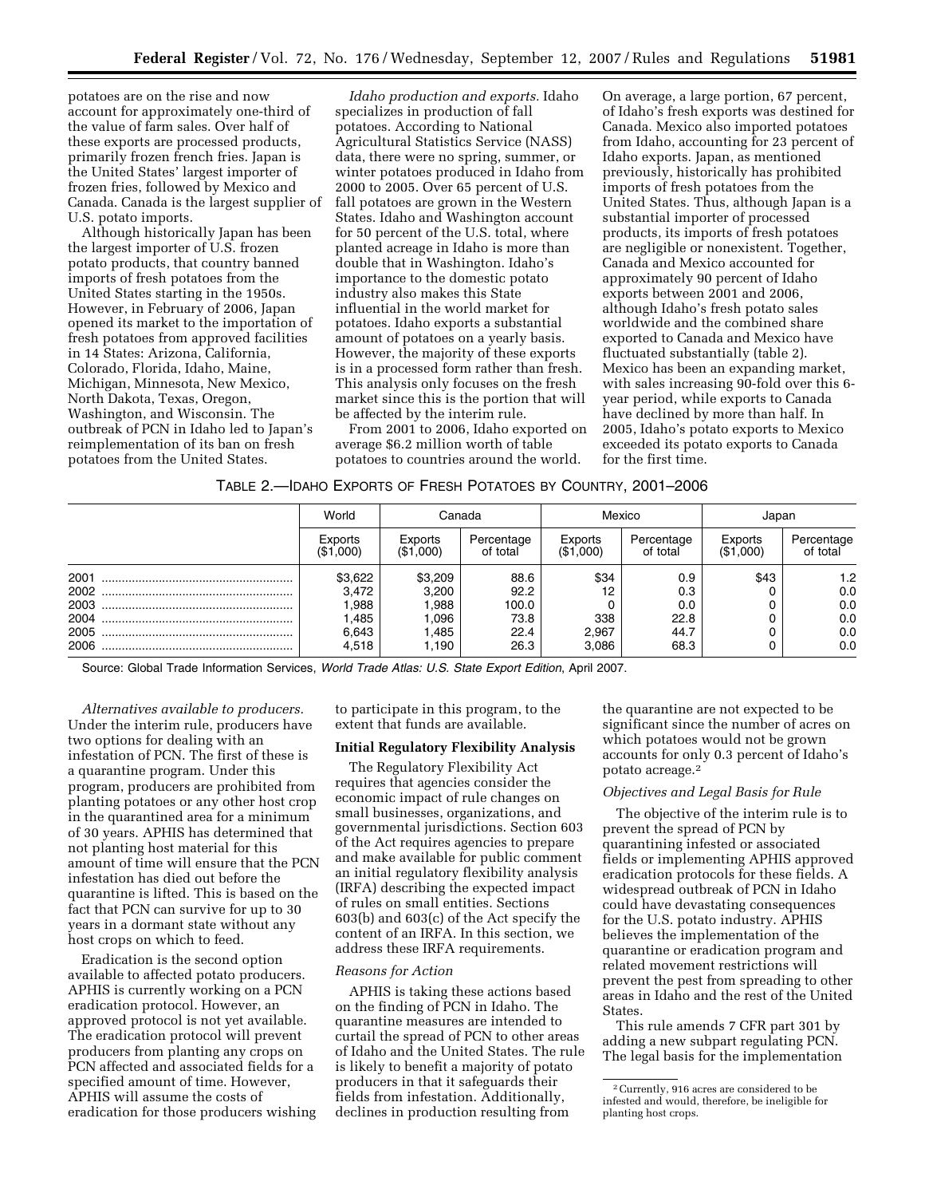potatoes are on the rise and now account for approximately one-third of the value of farm sales. Over half of these exports are processed products, primarily frozen french fries. Japan is the United States' largest importer of frozen fries, followed by Mexico and Canada. Canada is the largest supplier of U.S. potato imports.

Although historically Japan has been the largest importer of U.S. frozen potato products, that country banned imports of fresh potatoes from the United States starting in the 1950s. However, in February of 2006, Japan opened its market to the importation of fresh potatoes from approved facilities in 14 States: Arizona, California, Colorado, Florida, Idaho, Maine, Michigan, Minnesota, New Mexico, North Dakota, Texas, Oregon, Washington, and Wisconsin. The outbreak of PCN in Idaho led to Japan's reimplementation of its ban on fresh potatoes from the United States.

*Idaho production and exports.* Idaho specializes in production of fall potatoes. According to National Agricultural Statistics Service (NASS) data, there were no spring, summer, or winter potatoes produced in Idaho from 2000 to 2005. Over 65 percent of U.S. fall potatoes are grown in the Western States. Idaho and Washington account for 50 percent of the U.S. total, where planted acreage in Idaho is more than double that in Washington. Idaho's importance to the domestic potato industry also makes this State influential in the world market for potatoes. Idaho exports a substantial amount of potatoes on a yearly basis. However, the majority of these exports is in a processed form rather than fresh. This analysis only focuses on the fresh market since this is the portion that will be affected by the interim rule.

From 2001 to 2006, Idaho exported on average $6.2 million worth of table potatoes to countries around the world. On average, a large portion, 67 percent, of Idaho's fresh exports was destined for Canada. Mexico also imported potatoes from Idaho, accounting for 23 percent of Idaho exports. Japan, as mentioned previously, historically has prohibited imports of fresh potatoes from the United States. Thus, although Japan is a substantial importer of processed products, its imports of fresh potatoes are negligible or nonexistent. Together, Canada and Mexico accounted for approximately 90 percent of Idaho exports between 2001 and 2006, although Idaho's fresh potato sales worldwide and the combined share exported to Canada and Mexico have fluctuated substantially (table 2). Mexico has been an expanding market, with sales increasing 90-fold over this 6-year period, while exports to Canada have declined by more than half. In 2005, Idaho's potato exports to Mexico exceeded its potato exports to Canada for the first time.

TABLE 2.—IDAHO EXPORTS OF FRESH POTATOES BY COUNTRY, 2001–2006

| | World | Canada | | Mexico | | Japan | |
|---|---|---|---|---|---|---|---|
| | Exports ($1,000) | Exports ($1,000) | Percentage of total | Exports ($1,000) | Percentage of total | Exports ($1,000) | Percentage of total |
| 2001 | $3,622 | $3,209 | 88.6 | $34 | 0.9 | $43 | 1.2 |
| 2002 | 3,472 | 3,200 | 92.2 | 12 | 0.3 | 0 | 0.0 |
| 2003 | 1,988 | 1,988 | 100.0 | 0 | 0.0 | 0 | 0.0 |
| 2004 | 1,485 | 1,096 | 73.8 | 338 | 22.8 | 0 | 0.0 |
| 2005 | 6,643 | 1,485 | 22.4 | 2,967 | 44.7 | 0 | 0.0 |
| 2006 | 4,518 | 1,190 | 26.3 | 3,086 | 68.3 | 0 | 0.0 |

Source: Global Trade Information Services, *World Trade Atlas: U.S. State Export Edition*, April 2007.

*Alternatives available to producers.* Under the interim rule, producers have two options for dealing with an infestation of PCN. The first of these is a quarantine program. Under this program, producers are prohibited from planting potatoes or any other host crop in the quarantined area for a minimum of 30 years. APHIS has determined that not planting host material for this amount of time will ensure that the PCN infestation has died out before the quarantine is lifted. This is based on the fact that PCN can survive for up to 30 years in a dormant state without any host crops on which to feed.

Eradication is the second option available to affected potato producers. APHIS is currently working on a PCN eradication protocol. However, an approved protocol is not yet available. The eradication protocol will prevent producers from planting any crops on PCN affected and associated fields for a specified amount of time. However, APHIS will assume the costs of eradication for those producers wishing to participate in this program, to the extent that funds are available.

**Initial Regulatory Flexibility Analysis**

The Regulatory Flexibility Act requires that agencies consider the economic impact of rule changes on small businesses, organizations, and governmental jurisdictions. Section 603 of the Act requires agencies to prepare and make available for public comment an initial regulatory flexibility analysis (IRFA) describing the expected impact of rules on small entities. Sections 603(b) and 603(c) of the Act specify the content of an IRFA. In this section, we address these IRFA requirements.

*Reasons for Action*

APHIS is taking these actions based on the finding of PCN in Idaho. The quarantine measures are intended to curtail the spread of PCN to other areas of Idaho and the United States. The rule is likely to benefit a majority of potato producers in that it safeguards their fields from infestation. Additionally, declines in production resulting from the quarantine are not expected to be significant since the number of acres on which potatoes would not be grown accounts for only 0.3 percent of Idaho's potato acreage.[2]

*Objectives and Legal Basis for Rule*

The objective of the interim rule is to prevent the spread of PCN by quarantining infested or associated fields or implementing APHIS approved eradication protocols for these fields. A widespread outbreak of PCN in Idaho could have devastating consequences for the U.S. potato industry. APHIS believes the implementation of the quarantine or eradication program and related movement restrictions will prevent the pest from spreading to other areas in Idaho and the rest of the United States.

This rule amends 7 CFR part 301 by adding a new subpart regulating PCN. The legal basis for the implementation

[2] Currently, 916 acres are considered to be infested and would, therefore, be ineligible for planting host crops.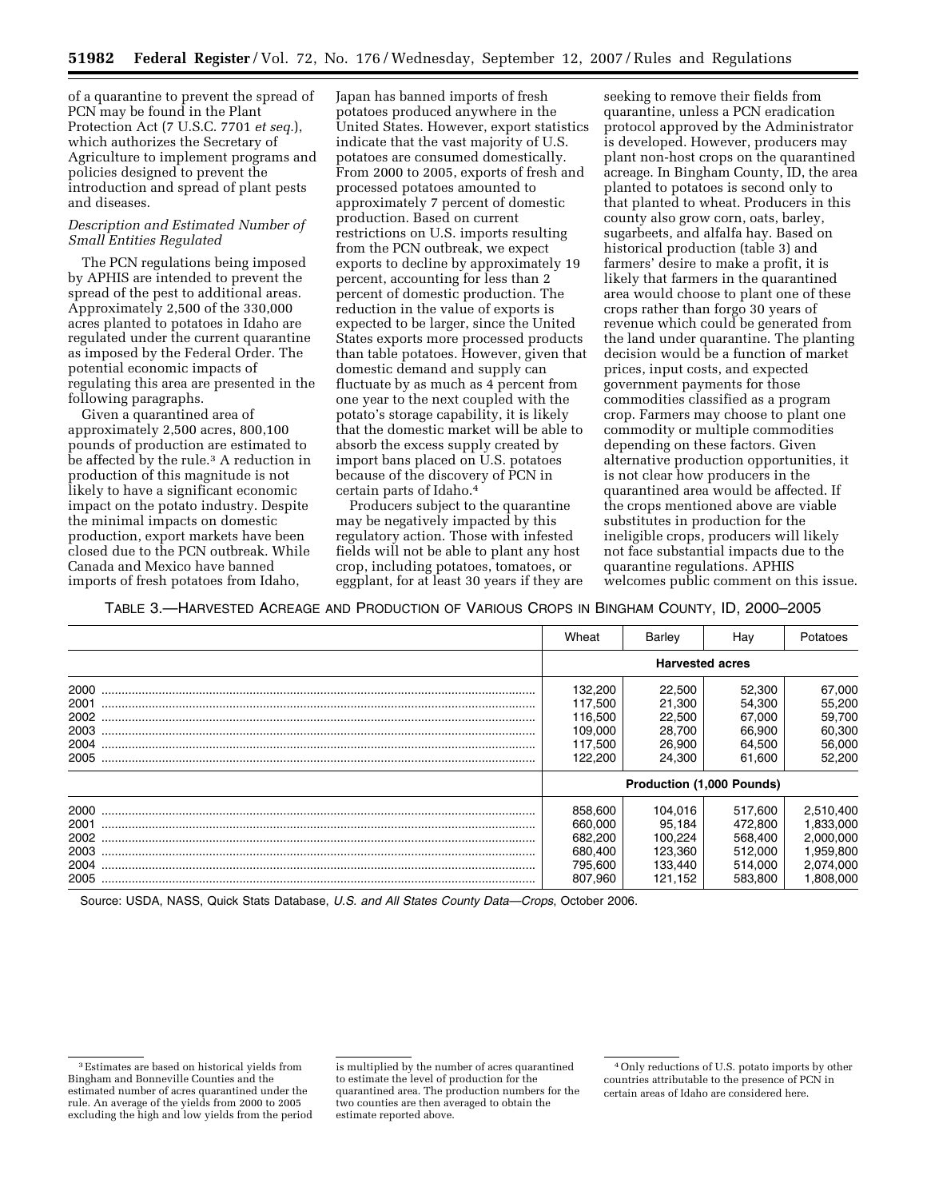of a quarantine to prevent the spread of PCN may be found in the Plant Protection Act (7 U.S.C. 7701 *et seq.*), which authorizes the Secretary of Agriculture to implement programs and policies designed to prevent the introduction and spread of plant pests and diseases.

*Description and Estimated Number of Small Entities Regulated*

The PCN regulations being imposed by APHIS are intended to prevent the spread of the pest to additional areas. Approximately 2,500 of the 330,000 acres planted to potatoes in Idaho are regulated under the current quarantine as imposed by the Federal Order. The potential economic impacts of regulating this area are presented in the following paragraphs.

Given a quarantined area of approximately 2,500 acres, 800,100 pounds of production are estimated to be affected by the rule.[3] A reduction in production of this magnitude is not likely to have a significant economic impact on the potato industry. Despite the minimal impacts on domestic production, export markets have been closed due to the PCN outbreak. While Canada and Mexico have banned imports of fresh potatoes from Idaho, Japan has banned imports of fresh potatoes produced anywhere in the United States. However, export statistics indicate that the vast majority of U.S. potatoes are consumed domestically. From 2000 to 2005, exports of fresh and processed potatoes amounted to approximately 7 percent of domestic production. Based on current restrictions on U.S. imports resulting from the PCN outbreak, we expect exports to decline by approximately 19 percent, accounting for less than 2 percent of domestic production. The reduction in the value of exports is expected to be larger, since the United States exports more processed products than table potatoes. However, given that domestic demand and supply can fluctuate by as much as 4 percent from one year to the next coupled with the potato's storage capability, it is likely that the domestic market will be able to absorb the excess supply created by import bans placed on U.S. potatoes because of the discovery of PCN in certain parts of Idaho.[4]

Producers subject to the quarantine may be negatively impacted by this regulatory action. Those with infested fields will not be able to plant any host crop, including potatoes, tomatoes, or eggplant, for at least 30 years if they are seeking to remove their fields from quarantine, unless a PCN eradication protocol approved by the Administrator is developed. However, producers may plant non-host crops on the quarantined acreage. In Bingham County, ID, the area planted to potatoes is second only to that planted to wheat. Producers in this county also grow corn, oats, barley, sugarbeets, and alfalfa hay. Based on historical production (table 3) and farmers' desire to make a profit, it is likely that farmers in the quarantined area would choose to plant one of these crops rather than forgo 30 years of revenue which could be generated from the land under quarantine. The planting decision would be a function of market prices, input costs, and expected government payments for those commodities classified as a program crop. Farmers may choose to plant one commodity or multiple commodities depending on these factors. Given alternative production opportunities, it is not clear how producers in the quarantined area would be affected. If the crops mentioned above are viable substitutes in production for the ineligible crops, producers will likely not face substantial impacts due to the quarantine regulations. APHIS welcomes public comment on this issue.

TABLE 3.—HARVESTED ACREAGE AND PRODUCTION OF VARIOUS CROPS IN BINGHAM COUNTY, ID, 2000–2005

| | Wheat | Barley | Hay | Potatoes |
|---|---|---|---|---|
| | **Harvested acres** | | | |
| 2000 | 132,200 | 22,500 | 52,300 | 67,000 |
| 2001 | 117,500 | 21,300 | 54,300 | 55,200 |
| 2002 | 116,500 | 22,500 | 67,000 | 59,700 |
| 2003 | 109,000 | 28,700 | 66,900 | 60,300 |
| 2004 | 117,500 | 26,900 | 64,500 | 56,000 |
| 2005 | 122,200 | 24,300 | 61,600 | 52,200 |
| | **Production (1,000 Pounds)** | | | |
| 2000 | 858,600 | 104,016 | 517,600 | 2,510,400 |
| 2001 | 660,000 | 95,184 | 472,800 | 1,833,000 |
| 2002 | 682,200 | 100,224 | 568,400 | 2,000,000 |
| 2003 | 680,400 | 123,360 | 512,000 | 1,959,800 |
| 2004 | 795,600 | 133,440 | 514,000 | 2,074,000 |
| 2005 | 807,960 | 121,152 | 583,800 | 1,808,000 |

Source: USDA, NASS, Quick Stats Database, *U.S. and All States County Data—Crops*, October 2006.

[3] Estimates are based on historical yields from Bingham and Bonneville Counties and the estimated number of acres quarantined under the rule. An average of the yields from 2000 to 2005 excluding the high and low yields from the period is multiplied by the number of acres quarantined to estimate the level of production for the quarantined area. The production numbers for the two counties are then averaged to obtain the estimate reported above.

[4] Only reductions of U.S. potato imports by other countries attributable to the presence of PCN in certain areas of Idaho are considered here.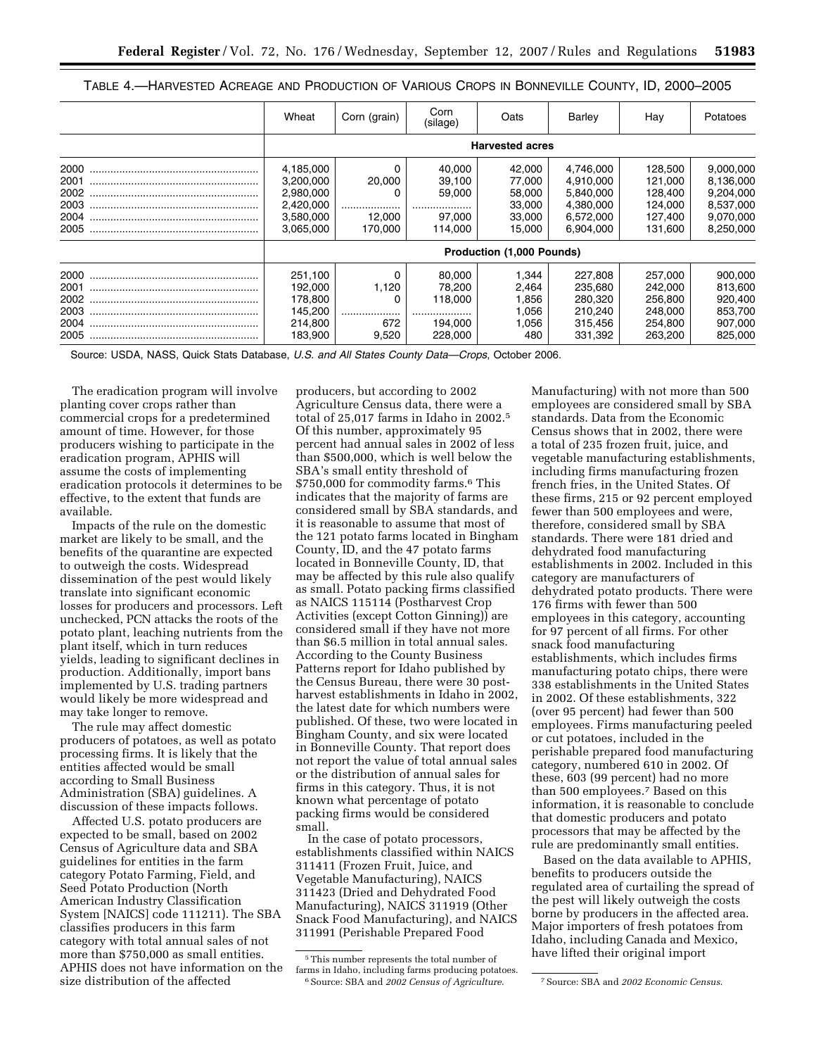TABLE 4.—HARVESTED ACREAGE AND PRODUCTION OF VARIOUS CROPS IN BONNEVILLE COUNTY, ID, 2000–2005

| | Wheat | Corn (grain) | Corn (silage) | Oats | Barley | Hay | Potatoes |
|---|---|---|---|---|---|---|---|
| | Harvested acres | | | | | | |
| 2000 | 4,185,000 | 0 | 40,000 | 42,000 | 4,746,000 | 128,500 | 9,000,000 |
| 2001 | 3,200,000 | 20,000 | 39,100 | 77,000 | 4,910,000 | 121,000 | 8,136,000 |
| 2002 | 2,980,000 | 0 | 59,000 | 58,000 | 5,840,000 | 128,400 | 9,204,000 |
| 2003 | 2,420,000 | .................... | .................... | 33,000 | 4,380,000 | 124,000 | 8,537,000 |
| 2004 | 3,580,000 | 12,000 | 97,000 | 33,000 | 6,572,000 | 127,400 | 9,070,000 |
| 2005 | 3,065,000 | 170,000 | 114,000 | 15,000 | 6,904,000 | 131,600 | 8,250,000 |
| | Production (1,000 Pounds) | | | | | | |
| 2000 | 251,100 | 0 | 80,000 | 1,344 | 227,808 | 257,000 | 900,000 |
| 2001 | 192,000 | 1,120 | 78,200 | 2,464 | 235,680 | 242,000 | 813,600 |
| 2002 | 178,800 | 0 | 118,000 | 1,856 | 280,320 | 256,800 | 920,400 |
| 2003 | 145,200 | .................... | .................... | 1,056 | 210,240 | 248,000 | 853,700 |
| 2004 | 214,800 | 672 | 194,000 | 1,056 | 315,456 | 254,800 | 907,000 |
| 2005 | 183,900 | 9,520 | 228,000 | 480 | 331,392 | 263,200 | 825,000 |

Source: USDA, NASS, Quick Stats Database, *U.S. and All States County Data—Crops*, October 2006.

The eradication program will involve planting cover crops rather than commercial crops for a predetermined amount of time. However, for those producers wishing to participate in the eradication program, APHIS will assume the costs of implementing eradication protocols it determines to be effective, to the extent that funds are available.

Impacts of the rule on the domestic market are likely to be small, and the benefits of the quarantine are expected to outweigh the costs. Widespread dissemination of the pest would likely translate into significant economic losses for producers and processors. Left unchecked, PCN attacks the roots of the potato plant, leaching nutrients from the plant itself, which in turn reduces yields, leading to significant declines in production. Additionally, import bans implemented by U.S. trading partners would likely be more widespread and may take longer to remove.

The rule may affect domestic producers of potatoes, as well as potato processing firms. It is likely that the entities affected would be small according to Small Business Administration (SBA) guidelines. A discussion of these impacts follows.

Affected U.S. potato producers are expected to be small, based on 2002 Census of Agriculture data and SBA guidelines for entities in the farm category Potato Farming, Field, and Seed Potato Production (North American Industry Classification System [NAICS] code 111211). The SBA classifies producers in this farm category with total annual sales of not more than $750,000 as small entities. APHIS does not have information on the size distribution of the affected producers, but according to 2002 Agriculture Census data, there were a total of 25,017 farms in Idaho in 2002.[5] Of this number, approximately 95 percent had annual sales in 2002 of less than $500,000, which is well below the SBA's small entity threshold of $750,000 for commodity farms.[6] This indicates that the majority of farms are considered small by SBA standards, and it is reasonable to assume that most of the 121 potato farms located in Bingham County, ID, and the 47 potato farms located in Bonneville County, ID, that may be affected by this rule also qualify as small. Potato packing firms classified as NAICS 115114 (Postharvest Crop Activities (except Cotton Ginning)) are considered small if they have not more than $6.5 million in total annual sales. According to the County Business Patterns report for Idaho published by the Census Bureau, there were 30 post-harvest establishments in Idaho in 2002, the latest date for which numbers were published. Of these, two were located in Bingham County, and six were located in Bonneville County. That report does not report the value of total annual sales or the distribution of annual sales for firms in this category. Thus, it is not known what percentage of potato packing firms would be considered small.

In the case of potato processors, establishments classified within NAICS 311411 (Frozen Fruit, Juice, and Vegetable Manufacturing), NAICS 311423 (Dried and Dehydrated Food Manufacturing), NAICS 311919 (Other Snack Food Manufacturing), and NAICS 311991 (Perishable Prepared Food Manufacturing) with not more than 500 employees are considered small by SBA standards. Data from the Economic Census shows that in 2002, there were a total of 235 frozen fruit, juice, and vegetable manufacturing establishments, including firms manufacturing frozen french fries, in the United States. Of these firms, 215 or 92 percent employed fewer than 500 employees and were, therefore, considered small by SBA standards. There were 181 dried and dehydrated food manufacturing establishments in 2002. Included in this category are manufacturers of dehydrated potato products. There were 176 firms with fewer than 500 employees in this category, accounting for 97 percent of all firms. For other snack food manufacturing establishments, which includes firms manufacturing potato chips, there were 338 establishments in the United States in 2002. Of these establishments, 322 (over 95 percent) had fewer than 500 employees. Firms manufacturing peeled or cut potatoes, included in the perishable prepared food manufacturing category, numbered 610 in 2002. Of these, 603 (99 percent) had no more than 500 employees.[7] Based on this information, it is reasonable to conclude that domestic producers and potato processors that may be affected by the rule are predominantly small entities.

Based on the data available to APHIS, benefits to producers outside the regulated area of curtailing the spread of the pest will likely outweigh the costs borne by producers in the affected area. Major importers of fresh potatoes from Idaho, including Canada and Mexico, have lifted their original import

[5] This number represents the total number of farms in Idaho, including farms producing potatoes.

[6] Source: SBA and *2002 Census of Agriculture*.

[7] Source: SBA and *2002 Economic Census*.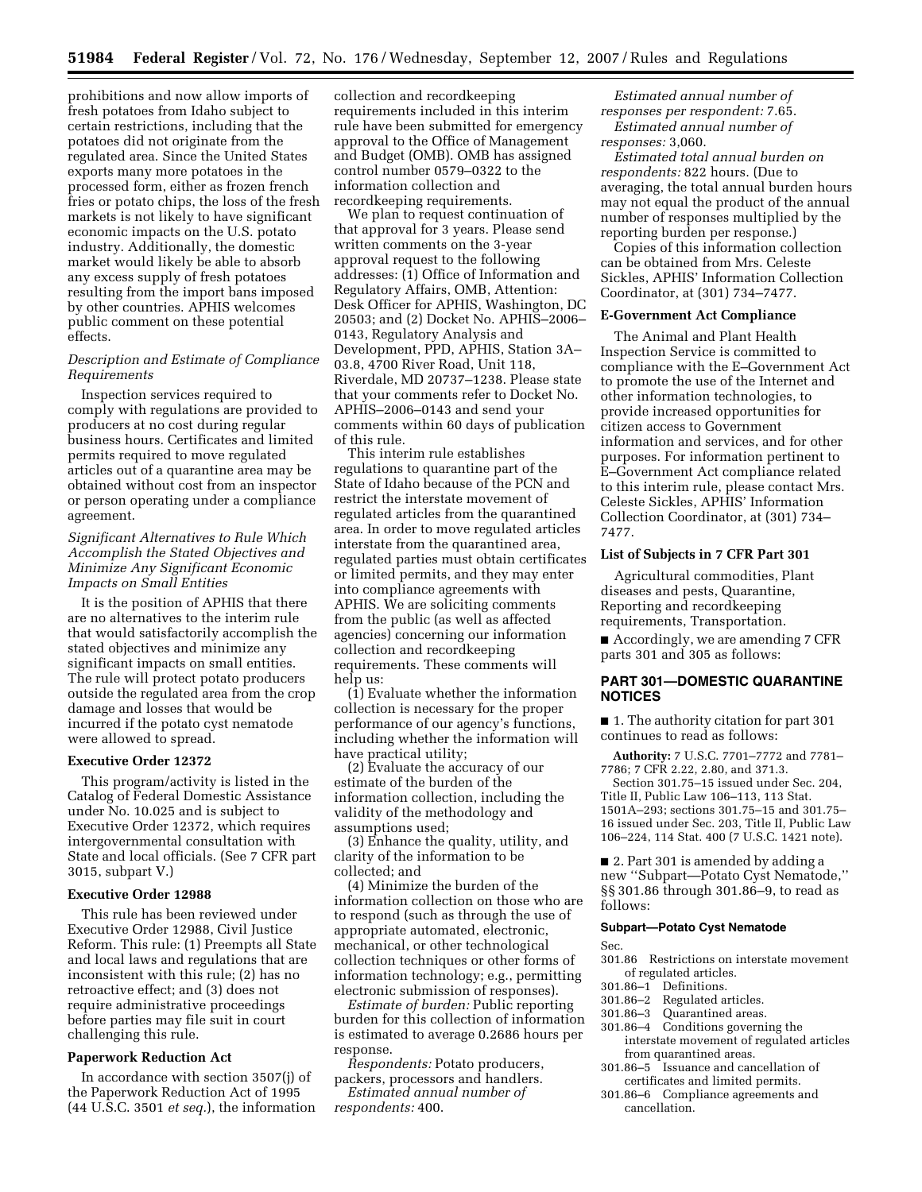prohibitions and now allow imports of fresh potatoes from Idaho subject to certain restrictions, including that the potatoes did not originate from the regulated area. Since the United States exports many more potatoes in the processed form, either as frozen french fries or potato chips, the loss of the fresh markets is not likely to have significant economic impacts on the U.S. potato industry. Additionally, the domestic market would likely be able to absorb any excess supply of fresh potatoes resulting from the import bans imposed by other countries. APHIS welcomes public comment on these potential effects.

*Description and Estimate of Compliance Requirements*

Inspection services required to comply with regulations are provided to producers at no cost during regular business hours. Certificates and limited permits required to move regulated articles out of a quarantine area may be obtained without cost from an inspector or person operating under a compliance agreement.

*Significant Alternatives to Rule Which Accomplish the Stated Objectives and Minimize Any Significant Economic Impacts on Small Entities*

It is the position of APHIS that there are no alternatives to the interim rule that would satisfactorily accomplish the stated objectives and minimize any significant impacts on small entities. The rule will protect potato producers outside the regulated area from the crop damage and losses that would be incurred if the potato cyst nematode were allowed to spread.

**Executive Order 12372**

This program/activity is listed in the Catalog of Federal Domestic Assistance under No. 10.025 and is subject to Executive Order 12372, which requires intergovernmental consultation with State and local officials. (See 7 CFR part 3015, subpart V.)

**Executive Order 12988**

This rule has been reviewed under Executive Order 12988, Civil Justice Reform. This rule: (1) Preempts all State and local laws and regulations that are inconsistent with this rule; (2) has no retroactive effect; and (3) does not require administrative proceedings before parties may file suit in court challenging this rule.

**Paperwork Reduction Act**

In accordance with section 3507(j) of the Paperwork Reduction Act of 1995 (44 U.S.C. 3501 *et seq.*), the information collection and recordkeeping requirements included in this interim rule have been submitted for emergency approval to the Office of Management and Budget (OMB). OMB has assigned control number 0579–0322 to the information collection and recordkeeping requirements.

We plan to request continuation of that approval for 3 years. Please send written comments on the 3-year approval request to the following addresses: (1) Office of Information and Regulatory Affairs, OMB, Attention: Desk Officer for APHIS, Washington, DC 20503; and (2) Docket No. APHIS–2006–0143, Regulatory Analysis and Development, PPD, APHIS, Station 3A–03.8, 4700 River Road, Unit 118, Riverdale, MD 20737–1238. Please state that your comments refer to Docket No. APHIS–2006–0143 and send your comments within 60 days of publication of this rule.

This interim rule establishes regulations to quarantine part of the State of Idaho because of the PCN and restrict the interstate movement of regulated articles from the quarantined area. In order to move regulated articles interstate from the quarantined area, regulated parties must obtain certificates or limited permits, and they may enter into compliance agreements with APHIS. We are soliciting comments from the public (as well as affected agencies) concerning our information collection and recordkeeping requirements. These comments will help us:

(1) Evaluate whether the information collection is necessary for the proper performance of our agency's functions, including whether the information will have practical utility;

(2) Evaluate the accuracy of our estimate of the burden of the information collection, including the validity of the methodology and assumptions used;

(3) Enhance the quality, utility, and clarity of the information to be collected; and

(4) Minimize the burden of the information collection on those who are to respond (such as through the use of appropriate automated, electronic, mechanical, or other technological collection techniques or other forms of information technology; e.g., permitting electronic submission of responses).

*Estimate of burden:* Public reporting burden for this collection of information is estimated to average 0.2686 hours per response.

*Respondents:* Potato producers, packers, processors and handlers.

*Estimated annual number of respondents:* 400.

*Estimated annual number of responses per respondent:* 7.65.

*Estimated annual number of responses:* 3,060.

*Estimated total annual burden on respondents:* 822 hours. (Due to averaging, the total annual burden hours may not equal the product of the annual number of responses multiplied by the reporting burden per response.)

Copies of this information collection can be obtained from Mrs. Celeste Sickles, APHIS' Information Collection Coordinator, at (301) 734–7477.

**E-Government Act Compliance**

The Animal and Plant Health Inspection Service is committed to compliance with the E–Government Act to promote the use of the Internet and other information technologies, to provide increased opportunities for citizen access to Government information and services, and for other purposes. For information pertinent to E–Government Act compliance related to this interim rule, please contact Mrs. Celeste Sickles, APHIS' Information Collection Coordinator, at (301) 734–7477.

**List of Subjects in 7 CFR Part 301**

Agricultural commodities, Plant diseases and pests, Quarantine, Reporting and recordkeeping requirements, Transportation.

■ Accordingly, we are amending 7 CFR parts 301 and 305 as follows:

## PART 301—DOMESTIC QUARANTINE NOTICES

■ 1. The authority citation for part 301 continues to read as follows:

**Authority:** 7 U.S.C. 7701–7772 and 7781–7786; 7 CFR 2.22, 2.80, and 371.3.

Section 301.75–15 issued under Sec. 204, Title II, Public Law 106–113, 113 Stat. 1501A–293; sections 301.75–15 and 301.75–16 issued under Sec. 203, Title II, Public Law 106–224, 114 Stat. 400 (7 U.S.C. 1421 note).

■ 2. Part 301 is amended by adding a new ''Subpart—Potato Cyst Nematode,'' §§ 301.86 through 301.86–9, to read as follows:

### Subpart—Potato Cyst Nematode

Sec.

301.86 Restrictions on interstate movement of regulated articles.
301.86–1 Definitions.
301.86–2 Regulated articles.
301.86–3 Quarantined areas.
301.86–4 Conditions governing the interstate movement of regulated articles from quarantined areas.
301.86–5 Issuance and cancellation of certificates and limited permits.
301.86–6 Compliance agreements and cancellation.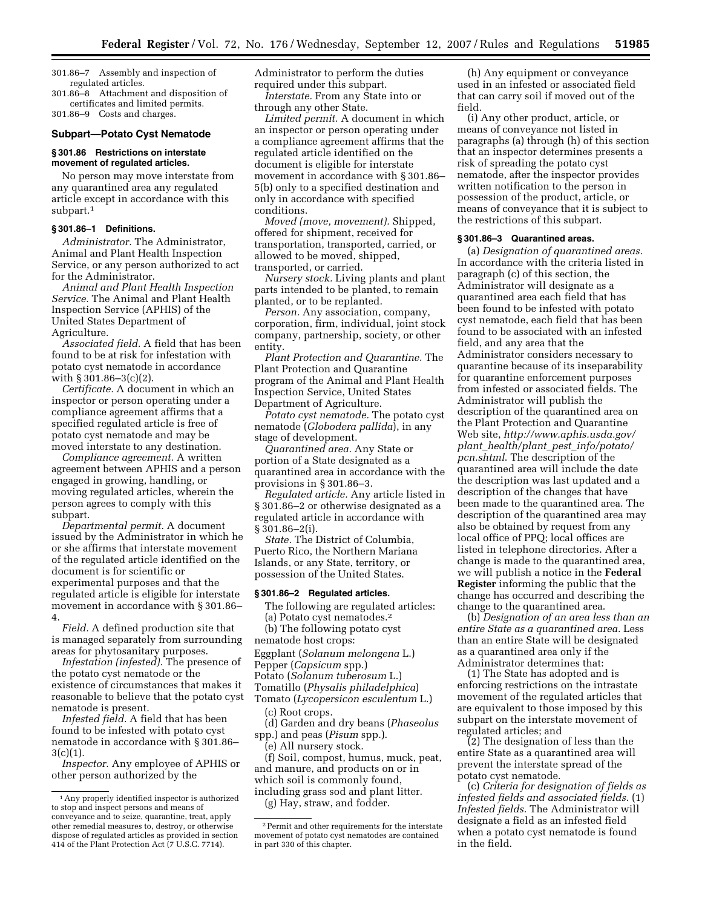301.86–7 Assembly and inspection of regulated articles.
301.86–8 Attachment and disposition of certificates and limited permits.
301.86–9 Costs and charges.

## Subpart—Potato Cyst Nematode

### § 301.86 Restrictions on interstate movement of regulated articles.

No person may move interstate from any quarantined area any regulated article except in accordance with this subpart.[1]

### § 301.86–1 Definitions.

*Administrator.* The Administrator, Animal and Plant Health Inspection Service, or any person authorized to act for the Administrator.

*Animal and Plant Health Inspection Service.* The Animal and Plant Health Inspection Service (APHIS) of the United States Department of Agriculture.

*Associated field.* A field that has been found to be at risk for infestation with potato cyst nematode in accordance with § 301.86–3(c)(2).

*Certificate.* A document in which an inspector or person operating under a compliance agreement affirms that a specified regulated article is free of potato cyst nematode and may be moved interstate to any destination.

*Compliance agreement.* A written agreement between APHIS and a person engaged in growing, handling, or moving regulated articles, wherein the person agrees to comply with this subpart.

*Departmental permit.* A document issued by the Administrator in which he or she affirms that interstate movement of the regulated article identified on the document is for scientific or experimental purposes and that the regulated article is eligible for interstate movement in accordance with § 301.86–4.

*Field.* A defined production site that is managed separately from surrounding areas for phytosanitary purposes.

*Infestation (infested).* The presence of the potato cyst nematode or the existence of circumstances that makes it reasonable to believe that the potato cyst nematode is present.

*Infested field.* A field that has been found to be infested with potato cyst nematode in accordance with § 301.86–3(c)(1).

*Inspector.* Any employee of APHIS or other person authorized by the Administrator to perform the duties required under this subpart.

*Interstate.* From any State into or through any other State.

*Limited permit.* A document in which an inspector or person operating under a compliance agreement affirms that the regulated article identified on the document is eligible for interstate movement in accordance with § 301.86–5(b) only to a specified destination and only in accordance with specified conditions.

*Moved (move, movement).* Shipped, offered for shipment, received for transportation, transported, carried, or allowed to be moved, shipped, transported, or carried.

*Nursery stock.* Living plants and plant parts intended to be planted, to remain planted, or to be replanted.

*Person.* Any association, company, corporation, firm, individual, joint stock company, partnership, society, or other entity.

*Plant Protection and Quarantine.* The Plant Protection and Quarantine program of the Animal and Plant Health Inspection Service, United States Department of Agriculture.

*Potato cyst nematode.* The potato cyst nematode (*Globodera pallida*), in any stage of development.

*Quarantined area.* Any State or portion of a State designated as a quarantined area in accordance with the provisions in § 301.86–3.

*Regulated article.* Any article listed in § 301.86–2 or otherwise designated as a regulated article in accordance with § 301.86–2(i).

*State.* The District of Columbia, Puerto Rico, the Northern Mariana Islands, or any State, territory, or possession of the United States.

### § 301.86–2 Regulated articles.

The following are regulated articles:

(a) Potato cyst nematodes.[2]

(b) The following potato cyst nematode host crops:

Eggplant (*Solanum melongena* L.)
Pepper (*Capsicum* spp.)
Potato (*Solanum tuberosum* L.)
Tomatillo (*Physalis philadelphica*)
Tomato (*Lycopersicon esculentum* L.)

(c) Root crops.

(d) Garden and dry beans (*Phaseolus* spp.) and peas (*Pisum* spp.).

(e) All nursery stock.

(f) Soil, compost, humus, muck, peat, and manure, and products on or in which soil is commonly found, including grass sod and plant litter.

(g) Hay, straw, and fodder.

(h) Any equipment or conveyance used in an infested or associated field that can carry soil if moved out of the field.

(i) Any other product, article, or means of conveyance not listed in paragraphs (a) through (h) of this section that an inspector determines presents a risk of spreading the potato cyst nematode, after the inspector provides written notification to the person in possession of the product, article, or means of conveyance that it is subject to the restrictions of this subpart.

### § 301.86–3 Quarantined areas.

(a) *Designation of quarantined areas.* In accordance with the criteria listed in paragraph (c) of this section, the Administrator will designate as a quarantined area each field that has been found to be infested with potato cyst nematode, each field that has been found to be associated with an infested field, and any area that the Administrator considers necessary to quarantine because of its inseparability for quarantine enforcement purposes from infested or associated fields. The Administrator will publish the description of the quarantined area on the Plant Protection and Quarantine Web site, *http://www.aphis.usda.gov/plant_health/plant_pest_info/potato/pcn.shtml*. The description of the quarantined area will include the date the description was last updated and a description of the changes that have been made to the quarantined area. The description of the quarantined area may also be obtained by request from any local office of PPQ; local offices are listed in telephone directories. After a change is made to the quarantined area, we will publish a notice in the **Federal Register** informing the public that the change has occurred and describing the change to the quarantined area.

(b) *Designation of an area less than an entire State as a quarantined area.* Less than an entire State will be designated as a quarantined area only if the Administrator determines that:

(1) The State has adopted and is enforcing restrictions on the intrastate movement of the regulated articles that are equivalent to those imposed by this subpart on the interstate movement of regulated articles; and

(2) The designation of less than the entire State as a quarantined area will prevent the interstate spread of the potato cyst nematode.

(c) *Criteria for designation of fields as infested fields and associated fields.* (1) *Infested fields.* The Administrator will designate a field as an infested field when a potato cyst nematode is found in the field.

---

[1] Any properly identified inspector is authorized to stop and inspect persons and means of conveyance and to seize, quarantine, treat, apply other remedial measures to, destroy, or otherwise dispose of regulated articles as provided in section 414 of the Plant Protection Act (7 U.S.C. 7714).

[2] Permit and other requirements for the interstate movement of potato cyst nematodes are contained in part 330 of this chapter.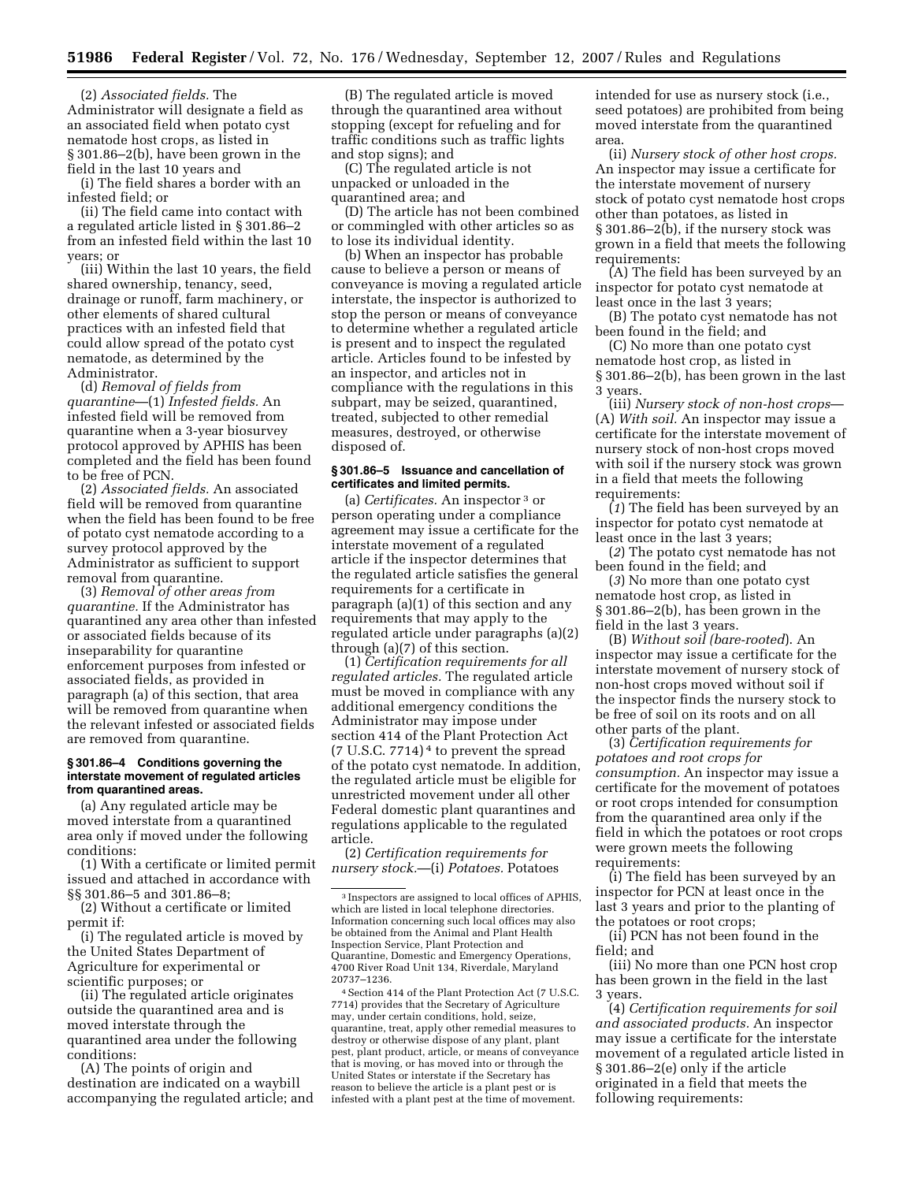(2) *Associated fields.* The Administrator will designate a field as an associated field when potato cyst nematode host crops, as listed in § 301.86–2(b), have been grown in the field in the last 10 years and

(i) The field shares a border with an infested field; or

(ii) The field came into contact with a regulated article listed in § 301.86–2 from an infested field within the last 10 years; or

(iii) Within the last 10 years, the field shared ownership, tenancy, seed, drainage or runoff, farm machinery, or other elements of shared cultural practices with an infested field that could allow spread of the potato cyst nematode, as determined by the Administrator.

(d) *Removal of fields from quarantine*—(1) *Infested fields.* An infested field will be removed from quarantine when a 3-year biosurvey protocol approved by APHIS has been completed and the field has been found to be free of PCN.

(2) *Associated fields.* An associated field will be removed from quarantine when the field has been found to be free of potato cyst nematode according to a survey protocol approved by the Administrator as sufficient to support removal from quarantine.

(3) *Removal of other areas from quarantine.* If the Administrator has quarantined any area other than infested or associated fields because of its inseparability for quarantine enforcement purposes from infested or associated fields, as provided in paragraph (a) of this section, that area will be removed from quarantine when the relevant infested or associated fields are removed from quarantine.

### § 301.86–4 Conditions governing the interstate movement of regulated articles from quarantined areas.

(a) Any regulated article may be moved interstate from a quarantined area only if moved under the following conditions:

(1) With a certificate or limited permit issued and attached in accordance with §§ 301.86–5 and 301.86–8;

(2) Without a certificate or limited permit if:

(i) The regulated article is moved by the United States Department of Agriculture for experimental or scientific purposes; or

(ii) The regulated article originates outside the quarantined area and is moved interstate through the quarantined area under the following conditions:

(A) The points of origin and destination are indicated on a waybill accompanying the regulated article; and

(B) The regulated article is moved through the quarantined area without stopping (except for refueling and for traffic conditions such as traffic lights and stop signs); and

(C) The regulated article is not unpacked or unloaded in the quarantined area; and

(D) The article has not been combined or commingled with other articles so as to lose its individual identity.

(b) When an inspector has probable cause to believe a person or means of conveyance is moving a regulated article interstate, the inspector is authorized to stop the person or means of conveyance to determine whether a regulated article is present and to inspect the regulated article. Articles found to be infested by an inspector, and articles not in compliance with the regulations in this subpart, may be seized, quarantined, treated, subjected to other remedial measures, destroyed, or otherwise disposed of.

### § 301.86–5 Issuance and cancellation of certificates and limited permits.

(a) *Certificates.* An inspector [3] or person operating under a compliance agreement may issue a certificate for the interstate movement of a regulated article if the inspector determines that the regulated article satisfies the general requirements for a certificate in paragraph (a)(1) of this section and any requirements that may apply to the regulated article under paragraphs (a)(2) through (a)(7) of this section.

(1) *Certification requirements for all regulated articles.* The regulated article must be moved in compliance with any additional emergency conditions the Administrator may impose under section 414 of the Plant Protection Act (7 U.S.C. 7714) [4] to prevent the spread of the potato cyst nematode. In addition, the regulated article must be eligible for unrestricted movement under all other Federal domestic plant quarantines and regulations applicable to the regulated article.

(2) *Certification requirements for nursery stock.*—(i) *Potatoes.* Potatoes intended for use as nursery stock (i.e., seed potatoes) are prohibited from being moved interstate from the quarantined area.

(ii) *Nursery stock of other host crops.* An inspector may issue a certificate for the interstate movement of nursery stock of potato cyst nematode host crops other than potatoes, as listed in § 301.86–2(b), if the nursery stock was grown in a field that meets the following requirements:

(A) The field has been surveyed by an inspector for potato cyst nematode at least once in the last 3 years;

(B) The potato cyst nematode has not been found in the field; and

(C) No more than one potato cyst nematode host crop, as listed in § 301.86–2(b), has been grown in the last 3 years.

(iii) *Nursery stock of non-host crops*—(A) *With soil.* An inspector may issue a certificate for the interstate movement of nursery stock of non-host crops moved with soil if the nursery stock was grown in a field that meets the following requirements:

(*1*) The field has been surveyed by an inspector for potato cyst nematode at least once in the last 3 years;

(*2*) The potato cyst nematode has not been found in the field; and

(*3*) No more than one potato cyst nematode host crop, as listed in § 301.86–2(b), has been grown in the field in the last 3 years.

(B) *Without soil (bare-rooted*). An inspector may issue a certificate for the interstate movement of nursery stock of non-host crops moved without soil if the inspector finds the nursery stock to be free of soil on its roots and on all other parts of the plant.

(3) *Certification requirements for potatoes and root crops for consumption.* An inspector may issue a certificate for the movement of potatoes or root crops intended for consumption from the quarantined area only if the field in which the potatoes or root crops were grown meets the following requirements:

(i) The field has been surveyed by an inspector for PCN at least once in the last 3 years and prior to the planting of the potatoes or root crops;

(ii) PCN has not been found in the field; and

(iii) No more than one PCN host crop has been grown in the field in the last 3 years.

(4) *Certification requirements for soil and associated products.* An inspector may issue a certificate for the interstate movement of a regulated article listed in § 301.86–2(e) only if the article originated in a field that meets the following requirements:

---

[3] Inspectors are assigned to local offices of APHIS, which are listed in local telephone directories. Information concerning such local offices may also be obtained from the Animal and Plant Health Inspection Service, Plant Protection and Quarantine, Domestic and Emergency Operations, 4700 River Road Unit 134, Riverdale, Maryland 20737–1236.

[4] Section 414 of the Plant Protection Act (7 U.S.C. 7714) provides that the Secretary of Agriculture may, under certain conditions, hold, seize, quarantine, treat, apply other remedial measures to destroy or otherwise dispose of any plant, plant pest, plant product, article, or means of conveyance that is moving, or has moved into or through the United States or interstate if the Secretary has reason to believe the article is a plant pest or is infested with a plant pest at the time of movement.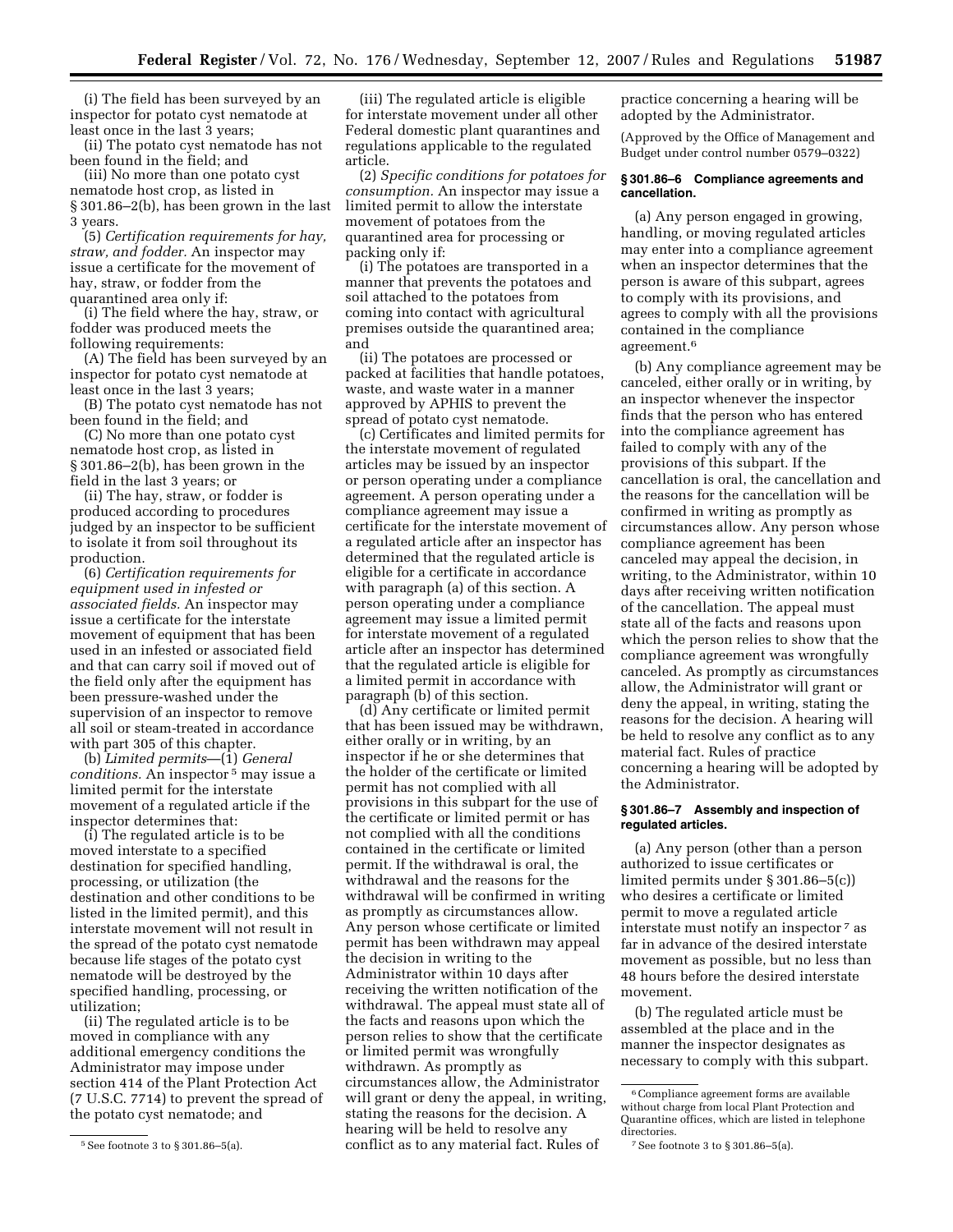(i) The field has been surveyed by an inspector for potato cyst nematode at least once in the last 3 years;

(ii) The potato cyst nematode has not been found in the field; and

(iii) No more than one potato cyst nematode host crop, as listed in § 301.86–2(b), has been grown in the last 3 years.

(5) *Certification requirements for hay, straw, and fodder.* An inspector may issue a certificate for the movement of hay, straw, or fodder from the quarantined area only if:

(i) The field where the hay, straw, or fodder was produced meets the following requirements:

(A) The field has been surveyed by an inspector for potato cyst nematode at least once in the last 3 years;

(B) The potato cyst nematode has not been found in the field; and

(C) No more than one potato cyst nematode host crop, as listed in § 301.86–2(b), has been grown in the field in the last 3 years; or

(ii) The hay, straw, or fodder is produced according to procedures judged by an inspector to be sufficient to isolate it from soil throughout its production.

(6) *Certification requirements for equipment used in infested or associated fields.* An inspector may issue a certificate for the interstate movement of equipment that has been used in an infested or associated field and that can carry soil if moved out of the field only after the equipment has been pressure-washed under the supervision of an inspector to remove all soil or steam-treated in accordance with part 305 of this chapter.

(b) *Limited permits*—(1) *General conditions.* An inspector [5] may issue a limited permit for the interstate movement of a regulated article if the inspector determines that:

(i) The regulated article is to be moved interstate to a specified destination for specified handling, processing, or utilization (the destination and other conditions to be listed in the limited permit), and this interstate movement will not result in the spread of the potato cyst nematode because life stages of the potato cyst nematode will be destroyed by the specified handling, processing, or utilization;

(ii) The regulated article is to be moved in compliance with any additional emergency conditions the Administrator may impose under section 414 of the Plant Protection Act (7 U.S.C. 7714) to prevent the spread of the potato cyst nematode; and

(iii) The regulated article is eligible for interstate movement under all other Federal domestic plant quarantines and regulations applicable to the regulated article.

(2) *Specific conditions for potatoes for consumption.* An inspector may issue a limited permit to allow the interstate movement of potatoes from the quarantined area for processing or packing only if:

(i) The potatoes are transported in a manner that prevents the potatoes and soil attached to the potatoes from coming into contact with agricultural premises outside the quarantined area; and

(ii) The potatoes are processed or packed at facilities that handle potatoes, waste, and waste water in a manner approved by APHIS to prevent the spread of potato cyst nematode.

(c) Certificates and limited permits for the interstate movement of regulated articles may be issued by an inspector or person operating under a compliance agreement. A person operating under a compliance agreement may issue a certificate for the interstate movement of a regulated article after an inspector has determined that the regulated article is eligible for a certificate in accordance with paragraph (a) of this section. A person operating under a compliance agreement may issue a limited permit for interstate movement of a regulated article after an inspector has determined that the regulated article is eligible for a limited permit in accordance with paragraph (b) of this section.

(d) Any certificate or limited permit that has been issued may be withdrawn, either orally or in writing, by an inspector if he or she determines that the holder of the certificate or limited permit has not complied with all provisions in this subpart for the use of the certificate or limited permit or has not complied with all the conditions contained in the certificate or limited permit. If the withdrawal is oral, the withdrawal and the reasons for the withdrawal will be confirmed in writing as promptly as circumstances allow. Any person whose certificate or limited permit has been withdrawn may appeal the decision in writing to the Administrator within 10 days after receiving the written notification of the withdrawal. The appeal must state all of the facts and reasons upon which the person relies to show that the certificate or limited permit was wrongfully withdrawn. As promptly as circumstances allow, the Administrator will grant or deny the appeal, in writing, stating the reasons for the decision. A hearing will be held to resolve any conflict as to any material fact. Rules of practice concerning a hearing will be adopted by the Administrator.

(Approved by the Office of Management and Budget under control number 0579–0322)

### § 301.86–6 Compliance agreements and cancellation.

(a) Any person engaged in growing, handling, or moving regulated articles may enter into a compliance agreement when an inspector determines that the person is aware of this subpart, agrees to comply with its provisions, and agrees to comply with all the provisions contained in the compliance agreement.[6]

(b) Any compliance agreement may be canceled, either orally or in writing, by an inspector whenever the inspector finds that the person who has entered into the compliance agreement has failed to comply with any of the provisions of this subpart. If the cancellation is oral, the cancellation and the reasons for the cancellation will be confirmed in writing as promptly as circumstances allow. Any person whose compliance agreement has been canceled may appeal the decision, in writing, to the Administrator, within 10 days after receiving written notification of the cancellation. The appeal must state all of the facts and reasons upon which the person relies to show that the compliance agreement was wrongfully canceled. As promptly as circumstances allow, the Administrator will grant or deny the appeal, in writing, stating the reasons for the decision. A hearing will be held to resolve any conflict as to any material fact. Rules of practice concerning a hearing will be adopted by the Administrator.

### § 301.86–7 Assembly and inspection of regulated articles.

(a) Any person (other than a person authorized to issue certificates or limited permits under § 301.86–5(c)) who desires a certificate or limited permit to move a regulated article interstate must notify an inspector [7] as far in advance of the desired interstate movement as possible, but no less than 48 hours before the desired interstate movement.

(b) The regulated article must be assembled at the place and in the manner the inspector designates as necessary to comply with this subpart.

---

[5] See footnote 3 to § 301.86–5(a).

[6] Compliance agreement forms are available without charge from local Plant Protection and Quarantine offices, which are listed in telephone directories.

[7] See footnote 3 to § 301.86–5(a).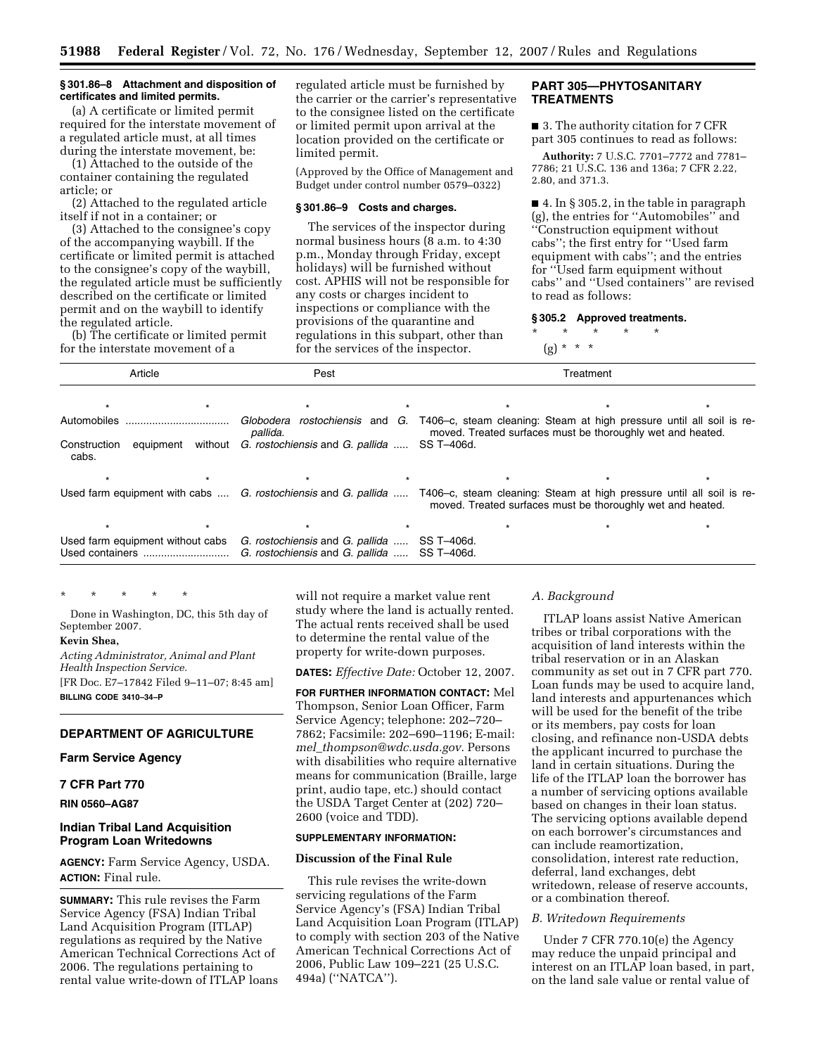### § 301.86–8 Attachment and disposition of certificates and limited permits.

(a) A certificate or limited permit required for the interstate movement of a regulated article must, at all times during the interstate movement, be:

(1) Attached to the outside of the container containing the regulated article; or

(2) Attached to the regulated article itself if not in a container; or

(3) Attached to the consignee's copy of the accompanying waybill. If the certificate or limited permit is attached to the consignee's copy of the waybill, the regulated article must be sufficiently described on the certificate or limited permit and on the waybill to identify the regulated article.

(b) The certificate or limited permit for the interstate movement of a regulated article must be furnished by the carrier or the carrier's representative to the consignee listed on the certificate or limited permit upon arrival at the location provided on the certificate or limited permit.

(Approved by the Office of Management and Budget under control number 0579–0322)

### § 301.86–9 Costs and charges.

The services of the inspector during normal business hours (8 a.m. to 4:30 p.m., Monday through Friday, except holidays) will be furnished without cost. APHIS will not be responsible for any costs or charges incident to inspections or compliance with the provisions of the quarantine and regulations in this subpart, other than for the services of the inspector.

## PART 305—PHYTOSANITARY TREATMENTS

■ 3. The authority citation for 7 CFR part 305 continues to read as follows:

**Authority:** 7 U.S.C. 7701–7772 and 7781–7786; 21 U.S.C. 136 and 136a; 7 CFR 2.22, 2.80, and 371.3.

■ 4. In § 305.2, in the table in paragraph (g), the entries for "Automobiles" and "Construction equipment without cabs"; the first entry for "Used farm equipment with cabs"; and the entries for "Used farm equipment without cabs" and "Used containers" are revised to read as follows:

### § 305.2 Approved treatments.

\* \* \* \* \*

(g) \* \* \*

| Article | Pest | Treatment |
|---|---|---|
| \* \* | \* \* | \* \* \* |
| Automobiles | *Globodera rostochiensis* and *G. pallida*. | T406–c, steam cleaning: Steam at high pressure until all soil is removed. Treated surfaces must be thoroughly wet and heated. |
| Construction equipment without cabs. | *G. rostochiensis* and *G. pallida* | SS T–406d. |
| \* \* | \* \* | \* \* \* |
| Used farm equipment with cabs | *G. rostochiensis* and *G. pallida* | T406–c, steam cleaning: Steam at high pressure until all soil is removed. Treated surfaces must be thoroughly wet and heated. |
| \* \* | \* \* | \* \* \* |
| Used farm equipment without cabs | *G. rostochiensis* and *G. pallida* | SS T–406d. |
| Used containers | *G. rostochiensis* and *G. pallida* | SS T–406d. |

\* \* \* \* \*

Done in Washington, DC, this 5th day of September 2007.

**Kevin Shea,**

*Acting Administrator, Animal and Plant Health Inspection Service.*

[FR Doc. E7–17842 Filed 9–11–07; 8:45 am]

**BILLING CODE 3410–34–P**

## DEPARTMENT OF AGRICULTURE

### Farm Service Agency

### 7 CFR Part 770

**RIN 0560–AG87**

### Indian Tribal Land Acquisition Program Loan Writedowns

**AGENCY:** Farm Service Agency, USDA.

**ACTION:** Final rule.

**SUMMARY:** This rule revises the Farm Service Agency (FSA) Indian Tribal Land Acquisition Program (ITLAP) regulations as required by the Native American Technical Corrections Act of 2006. The regulations pertaining to rental value write-down of ITLAP loans will not require a market value rent study where the land is actually rented. The actual rents received shall be used to determine the rental value of the property for write-down purposes.

**DATES:** *Effective Date:* October 12, 2007.

**FOR FURTHER INFORMATION CONTACT:** Mel Thompson, Senior Loan Officer, Farm Service Agency; telephone: 202–720–7862; Facsimile: 202–690–1196; E-mail: *mel_thompson@wdc.usda.gov.* Persons with disabilities who require alternative means for communication (Braille, large print, audio tape, etc.) should contact the USDA Target Center at (202) 720–2600 (voice and TDD).

**SUPPLEMENTARY INFORMATION:**

### Discussion of the Final Rule

This rule revises the write-down servicing regulations of the Farm Service Agency's (FSA) Indian Tribal Land Acquisition Loan Program (ITLAP) to comply with section 203 of the Native American Technical Corrections Act of 2006, Public Law 109–221 (25 U.S.C. 494a) ("NATCA").

#### *A. Background*

ITLAP loans assist Native American tribes or tribal corporations with the acquisition of land interests within the tribal reservation or in an Alaskan community as set out in 7 CFR part 770. Loan funds may be used to acquire land, land interests and appurtenances which will be used for the benefit of the tribe or its members, pay costs for loan closing, and refinance non-USDA debts the applicant incurred to purchase the land in certain situations. During the life of the ITLAP loan the borrower has a number of servicing options available based on changes in their loan status. The servicing options available depend on each borrower's circumstances and can include reamortization, consolidation, interest rate reduction, deferral, land exchanges, debt writedown, release of reserve accounts, or a combination thereof.

#### *B. Writedown Requirements*

Under 7 CFR 770.10(e) the Agency may reduce the unpaid principal and interest on an ITLAP loan based, in part, on the land sale value or rental value of